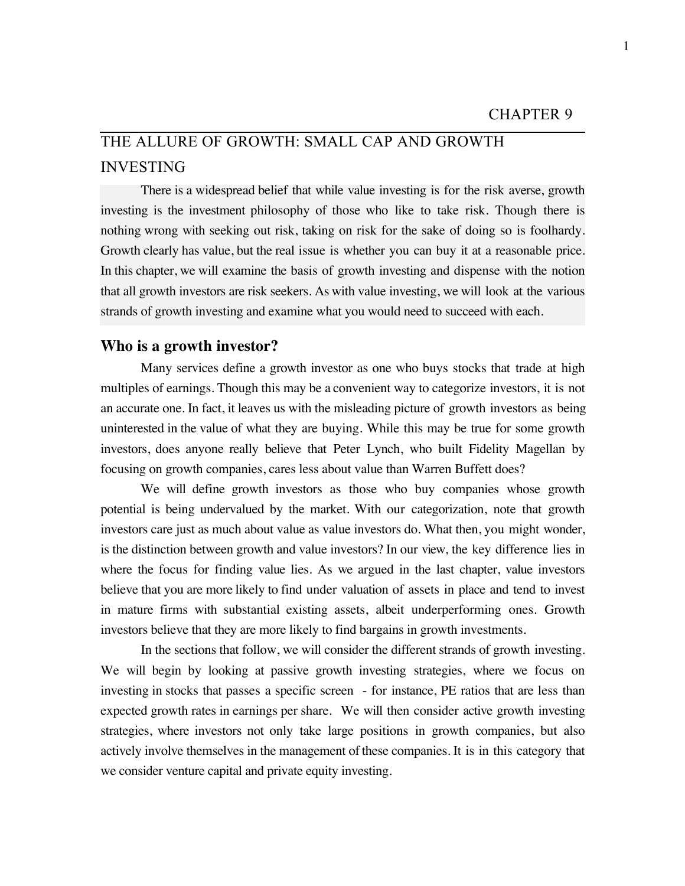# CHAPTER 9

## THE ALLURE OF GROWTH: SMALL CAP AND GROWTH INVESTING

There is a widespread belief that while value investing is for the risk averse, growth investing is the investment philosophy of those who like to take risk. Though there is nothing wrong with seeking out risk, taking on risk for the sake of doing so is foolhardy. Growth clearly has value, but the real issue is whether you can buy it at a reasonable price. In this chapter, we will examine the basis of growth investing and dispense with the notion that all growth investors are risk seekers. As with value investing, we will look at the various strands of growth investing and examine what you would need to succeed with each.

### Who is a growth investor?

Many services define a growth investor as one who buys stocks that trade at high multiples of earnings. Though this may be a convenient way to categorize investors, it is not an accurate one. In fact, it leaves us with the misleading picture of growth investors as being uninterested in the value of what they are buying. While this may be true for some growth investors, does anyone really believe that Peter Lynch, who built Fidelity Magellan by focusing on growth companies, cares less about value than Warren Buffett does?

We will define growth investors as those who buy companies whose growth potential is being undervalued by the market. With our categorization, note that growth investors care just as much about value as value investors do. What then, you might wonder, is the distinction between growth and value investors? In our view, the key difference lies in where the focus for finding value lies. As we argued in the last chapter, value investors believe that you are more likely to find under valuation of assets in place and tend to invest in mature firms with substantial existing assets, albeit underperforming ones. Growth investors believe that they are more likely to find bargains in growth investments.

In the sections that follow, we will consider the different strands of growth investing. We will begin by looking at passive growth investing strategies, where we focus on investing in stocks that passes a specific screen - for instance, PE ratios that are less than expected growth rates in earnings per share. We will then consider active growth investing strategies, where investors not only take large positions in growth companies, but also actively involve themselves in the management of these companies. It is in this category that we consider venture capital and private equity investing.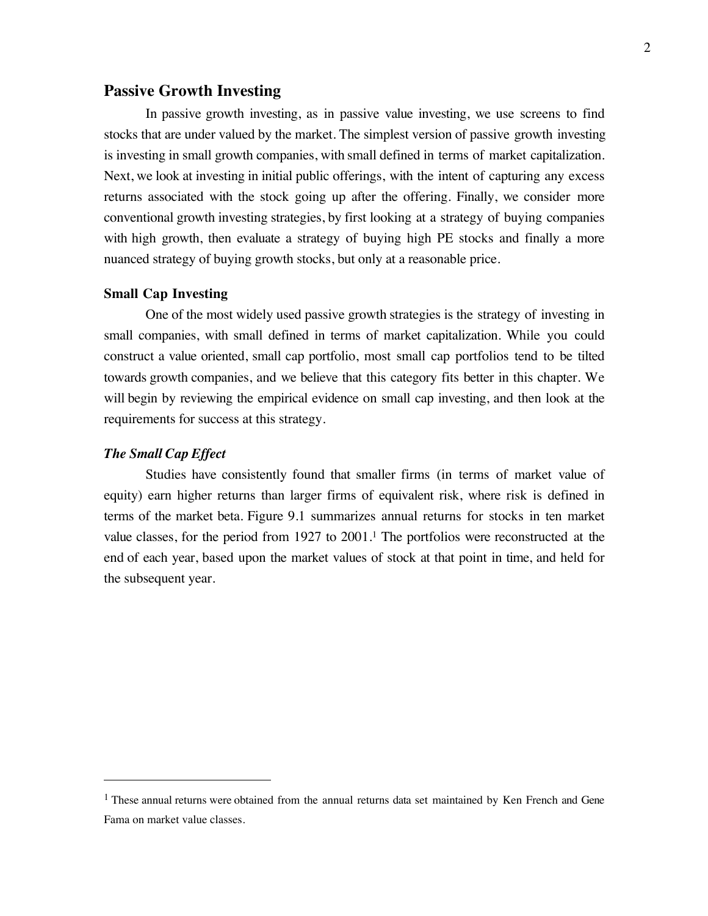## Passive Growth Investing

In passive growth investing, as in passive value investing, we use screens to find stocks that are under valued by the market. The simplest version of passive growth investing is investing in small growth companies, with small defined in terms of market capitalization. Next, we look at investing in initial public offerings, with the intent of capturing any excess returns associated with the stock going up after the offering. Finally, we consider more conventional growth investing strategies, by first looking at a strategy of buying companies with high growth, then evaluate a strategy of buying high PE stocks and finally a more nuanced strategy of buying growth stocks, but only at a reasonable price.

### Small Cap Investing

One of the most widely used passive growth strategies is the strategy of investing in small companies, with small defined in terms of market capitalization. While you could construct a value oriented, small cap portfolio, most small cap portfolios tend to be tilted towards growth companies, and we believe that this category fits better in this chapter. We will begin by reviewing the empirical evidence on small cap investing, and then look at the requirements for success at this strategy.

#### *The Small Cap Effect*

Studies have consistently found that smaller firms (in terms of market value of equity) earn higher returns than larger firms of equivalent risk, where risk is defined in terms of the market beta. Figure 9.1 summarizes annual returns for stocks in ten market value classes, for the period from 1927 to 2001.[1] The portfolios were reconstructed at the end of each year, based upon the market values of stock at that point in time, and held for the subsequent year.

---

[1] These annual returns were obtained from the annual returns data set maintained by Ken French and Gene Fama on market value classes.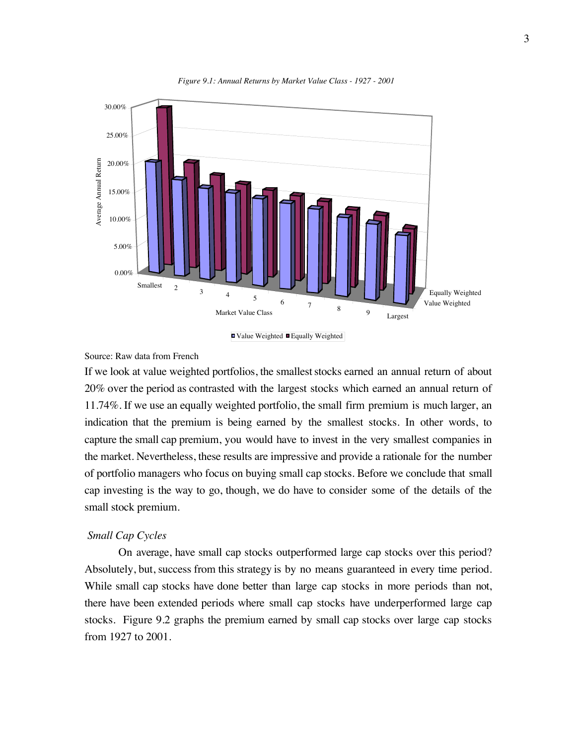*Figure 9.1: Annual Returns by Market Value Class - 1927 - 2001*

Source: Raw data from French

If we look at value weighted portfolios, the smallest stocks earned an annual return of about 20% over the period as contrasted with the largest stocks which earned an annual return of 11.74%. If we use an equally weighted portfolio, the small firm premium is much larger, an indication that the premium is being earned by the smallest stocks. In other words, to capture the small cap premium, you would have to invest in the very smallest companies in the market. Nevertheless, these results are impressive and provide a rationale for the number of portfolio managers who focus on buying small cap stocks. Before we conclude that small cap investing is the way to go, though, we do have to consider some of the details of the small stock premium.

### *Small Cap Cycles*

On average, have small cap stocks outperformed large cap stocks over this period? Absolutely, but, success from this strategy is by no means guaranteed in every time period. While small cap stocks have done better than large cap stocks in more periods than not, there have been extended periods where small cap stocks have underperformed large cap stocks. Figure 9.2 graphs the premium earned by small cap stocks over large cap stocks from 1927 to 2001.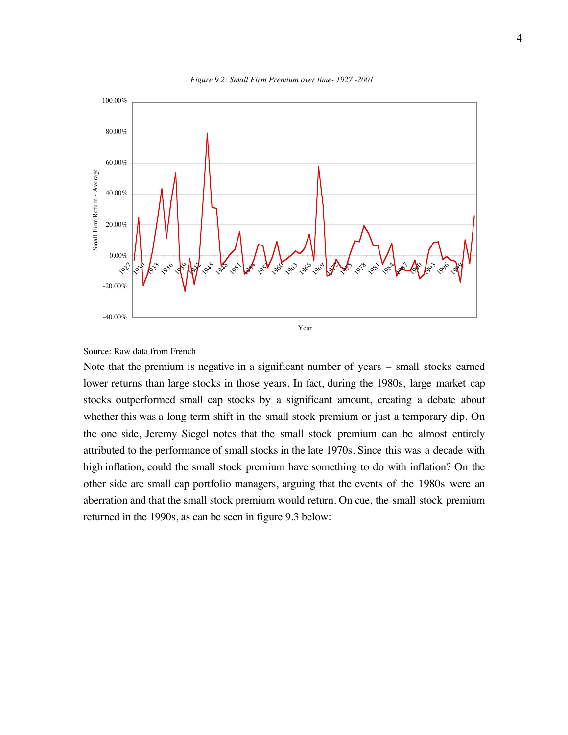*Figure 9.2: Small Firm Premium over time- 1927 -2001*

Source: Raw data from French

Note that the premium is negative in a significant number of years – small stocks earned lower returns than large stocks in those years. In fact, during the 1980s, large market cap stocks outperformed small cap stocks by a significant amount, creating a debate about whether this was a long term shift in the small stock premium or just a temporary dip. On the one side, Jeremy Siegel notes that the small stock premium can be almost entirely attributed to the performance of small stocks in the late 1970s. Since this was a decade with high inflation, could the small stock premium have something to do with inflation? On the other side are small cap portfolio managers, arguing that the events of the 1980s were an aberration and that the small stock premium would return. On cue, the small stock premium returned in the 1990s, as can be seen in figure 9.3 below: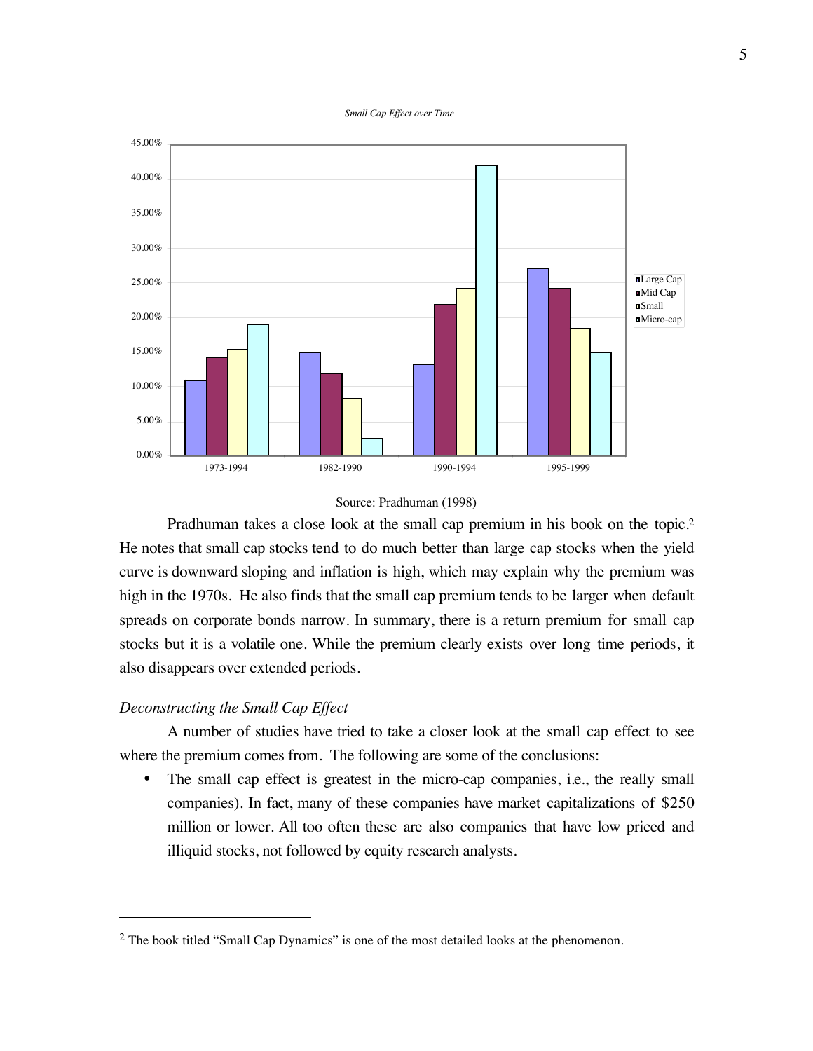*Small Cap Effect over Time*

Source: Pradhuman (1998)

Pradhuman takes a close look at the small cap premium in his book on the topic.[2] He notes that small cap stocks tend to do much better than large cap stocks when the yield curve is downward sloping and inflation is high, which may explain why the premium was high in the 1970s. He also finds that the small cap premium tends to be larger when default spreads on corporate bonds narrow. In summary, there is a return premium for small cap stocks but it is a volatile one. While the premium clearly exists over long time periods, it also disappears over extended periods.

### *Deconstructing the Small Cap Effect*

A number of studies have tried to take a closer look at the small cap effect to see where the premium comes from. The following are some of the conclusions:

- The small cap effect is greatest in the micro-cap companies, i.e., the really small companies). In fact, many of these companies have market capitalizations of $250 million or lower. All too often these are also companies that have low priced and illiquid stocks, not followed by equity research analysts.

---

[2] The book titled "Small Cap Dynamics" is one of the most detailed looks at the phenomenon.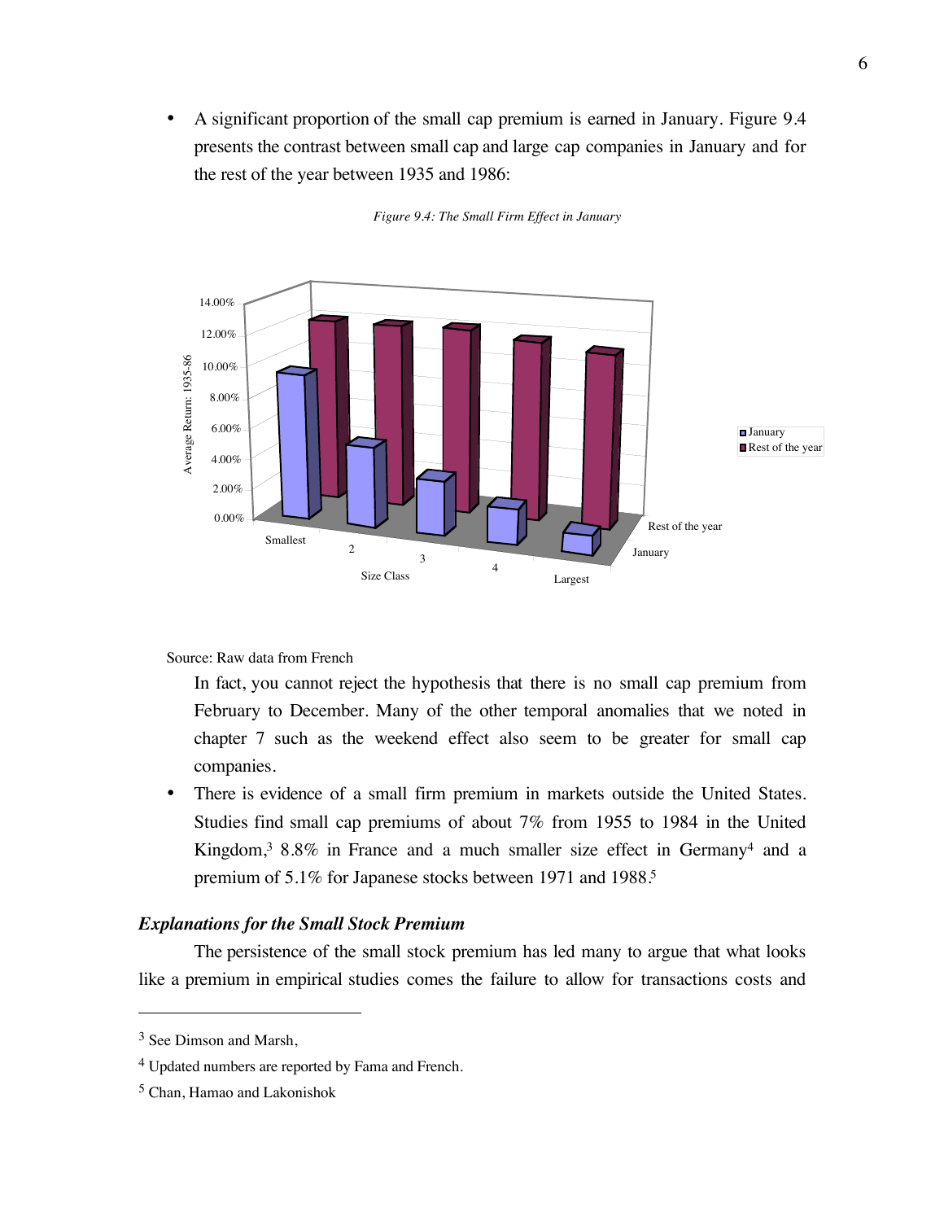- A significant proportion of the small cap premium is earned in January. Figure 9.4 presents the contrast between small cap and large cap companies in January and for the rest of the year between 1935 and 1986:

*Figure 9.4: The Small Firm Effect in January*

Source: Raw data from French

In fact, you cannot reject the hypothesis that there is no small cap premium from February to December. Many of the other temporal anomalies that we noted in chapter 7 such as the weekend effect also seem to be greater for small cap companies.

- There is evidence of a small firm premium in markets outside the United States. Studies find small cap premiums of about 7% from 1955 to 1984 in the United Kingdom,[3] 8.8% in France and a much smaller size effect in Germany[4] and a premium of 5.1% for Japanese stocks between 1971 and 1988.[5]

### *Explanations for the Small Stock Premium*

The persistence of the small stock premium has led many to argue that what looks like a premium in empirical studies comes the failure to allow for transactions costs and

---

[3] See Dimson and Marsh,

[4] Updated numbers are reported by Fama and French.

[5] Chan, Hamao and Lakonishok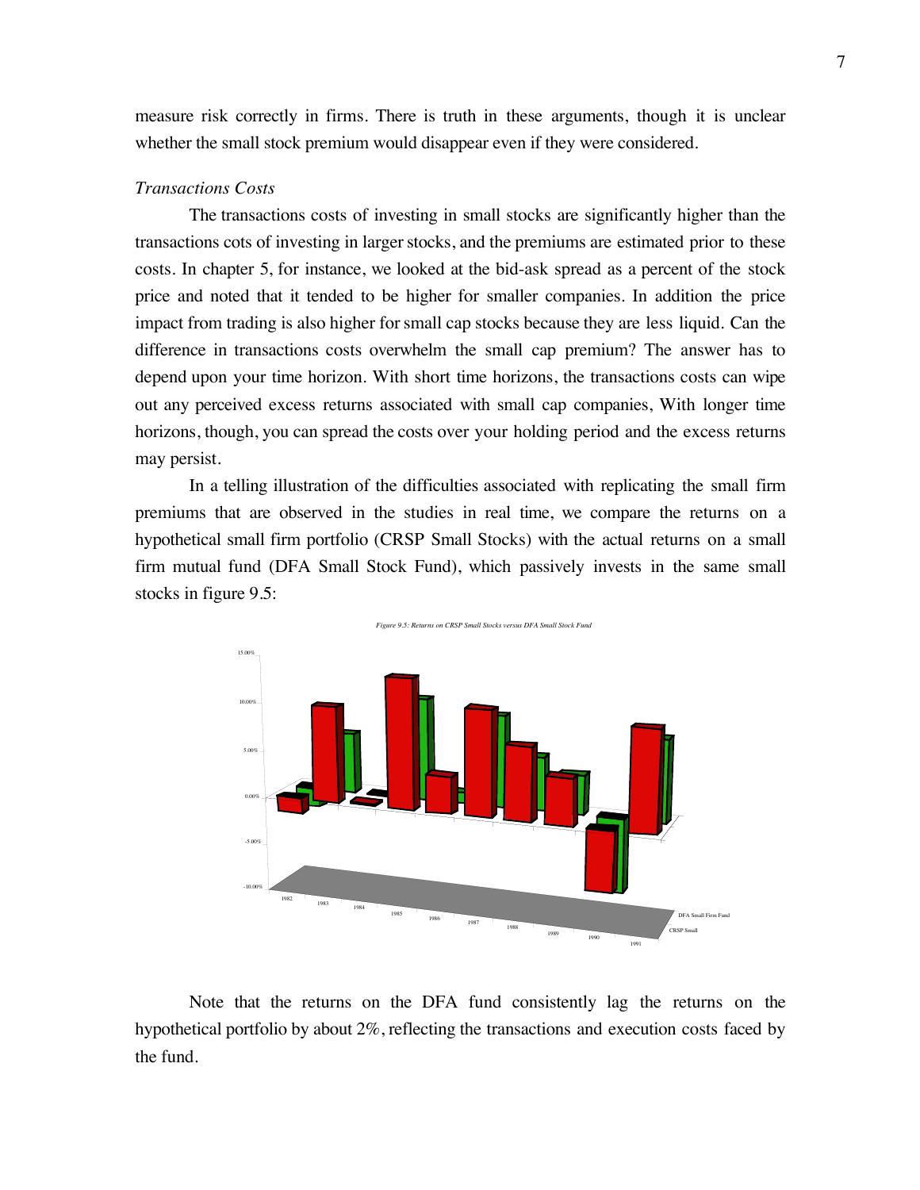measure risk correctly in firms. There is truth in these arguments, though it is unclear whether the small stock premium would disappear even if they were considered.

*Transactions Costs*

The transactions costs of investing in small stocks are significantly higher than the transactions cots of investing in larger stocks, and the premiums are estimated prior to these costs. In chapter 5, for instance, we looked at the bid-ask spread as a percent of the stock price and noted that it tended to be higher for smaller companies. In addition the price impact from trading is also higher for small cap stocks because they are less liquid. Can the difference in transactions costs overwhelm the small cap premium? The answer has to depend upon your time horizon. With short time horizons, the transactions costs can wipe out any perceived excess returns associated with small cap companies, With longer time horizons, though, you can spread the costs over your holding period and the excess returns may persist.

In a telling illustration of the difficulties associated with replicating the small firm premiums that are observed in the studies in real time, we compare the returns on a hypothetical small firm portfolio (CRSP Small Stocks) with the actual returns on a small firm mutual fund (DFA Small Stock Fund), which passively invests in the same small stocks in figure 9.5:

*Figure 9.5: Returns on CRSP Small Stocks versus DFA Small Stock Fund*

Note that the returns on the DFA fund consistently lag the returns on the hypothetical portfolio by about 2%, reflecting the transactions and execution costs faced by the fund.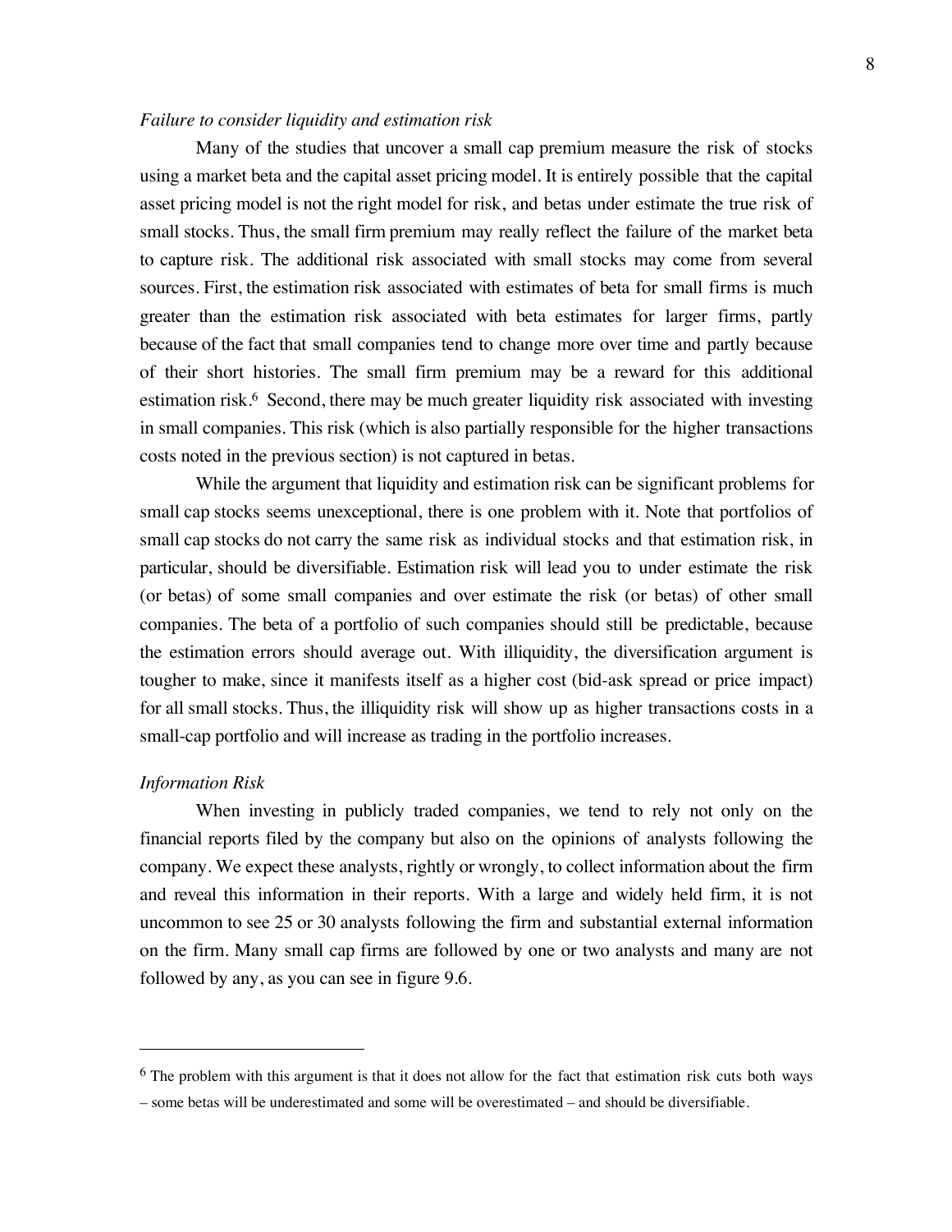*Failure to consider liquidity and estimation risk*

Many of the studies that uncover a small cap premium measure the risk of stocks using a market beta and the capital asset pricing model. It is entirely possible that the capital asset pricing model is not the right model for risk, and betas under estimate the true risk of small stocks. Thus, the small firm premium may really reflect the failure of the market beta to capture risk. The additional risk associated with small stocks may come from several sources. First, the estimation risk associated with estimates of beta for small firms is much greater than the estimation risk associated with beta estimates for larger firms, partly because of the fact that small companies tend to change more over time and partly because of their short histories. The small firm premium may be a reward for this additional estimation risk.[6] Second, there may be much greater liquidity risk associated with investing in small companies. This risk (which is also partially responsible for the higher transactions costs noted in the previous section) is not captured in betas.

While the argument that liquidity and estimation risk can be significant problems for small cap stocks seems unexceptional, there is one problem with it. Note that portfolios of small cap stocks do not carry the same risk as individual stocks and that estimation risk, in particular, should be diversifiable. Estimation risk will lead you to under estimate the risk (or betas) of some small companies and over estimate the risk (or betas) of other small companies. The beta of a portfolio of such companies should still be predictable, because the estimation errors should average out. With illiquidity, the diversification argument is tougher to make, since it manifests itself as a higher cost (bid-ask spread or price impact) for all small stocks. Thus, the illiquidity risk will show up as higher transactions costs in a small-cap portfolio and will increase as trading in the portfolio increases.

*Information Risk*

When investing in publicly traded companies, we tend to rely not only on the financial reports filed by the company but also on the opinions of analysts following the company. We expect these analysts, rightly or wrongly, to collect information about the firm and reveal this information in their reports. With a large and widely held firm, it is not uncommon to see 25 or 30 analysts following the firm and substantial external information on the firm. Many small cap firms are followed by one or two analysts and many are not followed by any, as you can see in figure 9.6.

---

[6] The problem with this argument is that it does not allow for the fact that estimation risk cuts both ways – some betas will be underestimated and some will be overestimated – and should be diversifiable.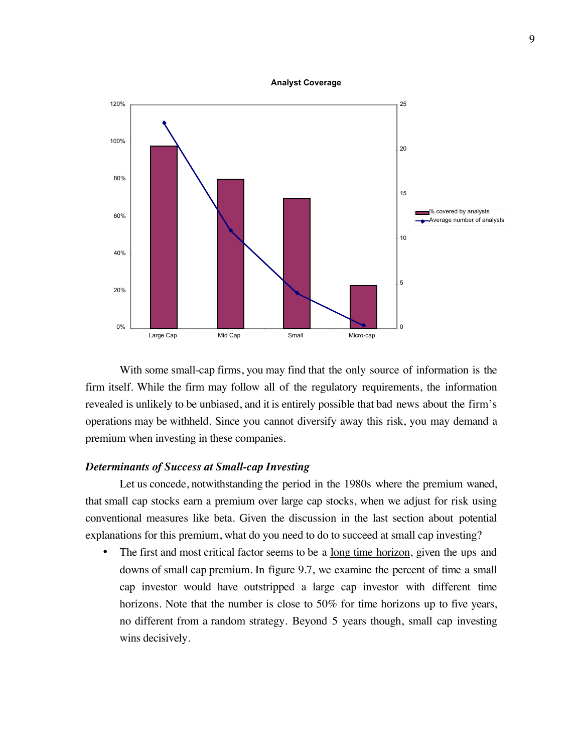With some small-cap firms, you may find that the only source of information is the firm itself. While the firm may follow all of the regulatory requirements, the information revealed is unlikely to be unbiased, and it is entirely possible that bad news about the firm's operations may be withheld. Since you cannot diversify away this risk, you may demand a premium when investing in these companies.

### *Determinants of Success at Small-cap Investing*

Let us concede, notwithstanding the period in the 1980s where the premium waned, that small cap stocks earn a premium over large cap stocks, when we adjust for risk using conventional measures like beta. Given the discussion in the last section about potential explanations for this premium, what do you need to do to succeed at small cap investing?

- The first and most critical factor seems to be a long time horizon, given the ups and downs of small cap premium. In figure 9.7, we examine the percent of time a small cap investor would have outstripped a large cap investor with different time horizons. Note that the number is close to 50% for time horizons up to five years, no different from a random strategy. Beyond 5 years though, small cap investing wins decisively.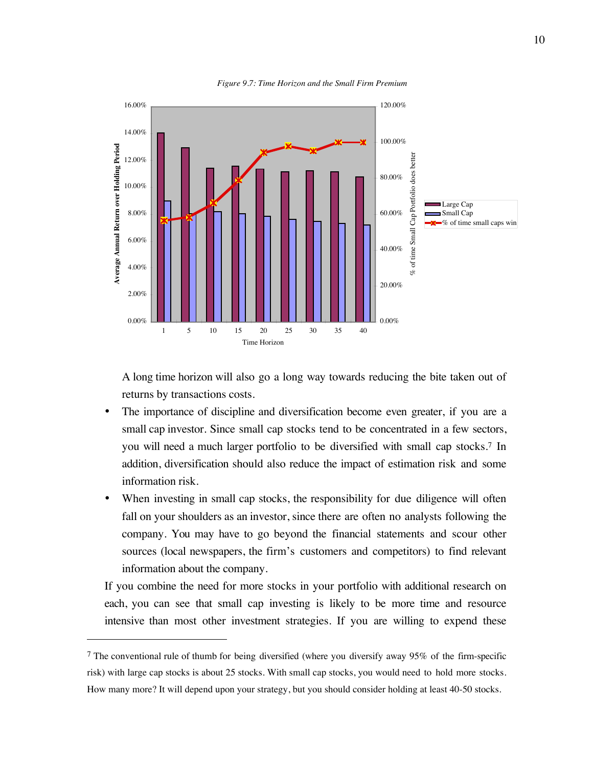*Figure 9.7: Time Horizon and the Small Firm Premium*

A long time horizon will also go a long way towards reducing the bite taken out of returns by transactions costs.

- The importance of discipline and diversification become even greater, if you are a small cap investor. Since small cap stocks tend to be concentrated in a few sectors, you will need a much larger portfolio to be diversified with small cap stocks.[7] In addition, diversification should also reduce the impact of estimation risk and some information risk.
- When investing in small cap stocks, the responsibility for due diligence will often fall on your shoulders as an investor, since there are often no analysts following the company. You may have to go beyond the financial statements and scour other sources (local newspapers, the firm's customers and competitors) to find relevant information about the company.

If you combine the need for more stocks in your portfolio with additional research on each, you can see that small cap investing is likely to be more time and resource intensive than most other investment strategies. If you are willing to expend these

---

[7] The conventional rule of thumb for being diversified (where you diversify away 95% of the firm-specific risk) with large cap stocks is about 25 stocks. With small cap stocks, you would need to hold more stocks. How many more? It will depend upon your strategy, but you should consider holding at least 40-50 stocks.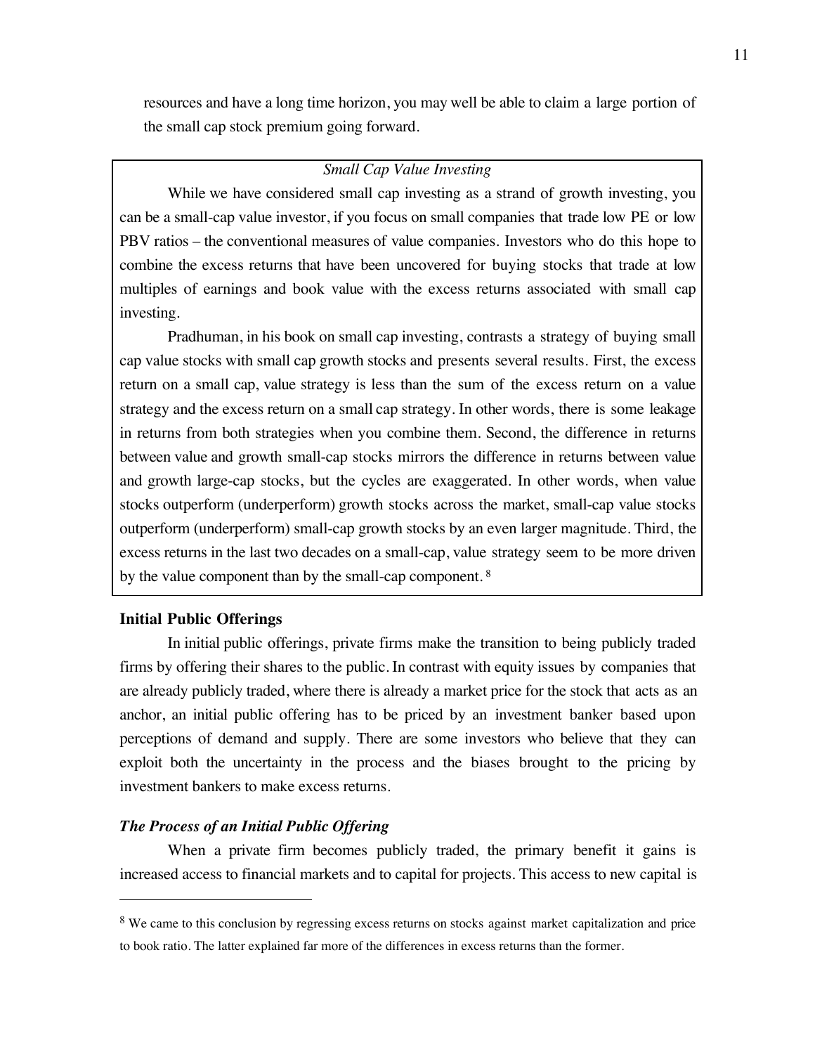resources and have a long time horizon, you may well be able to claim a large portion of the small cap stock premium going forward.

*Small Cap Value Investing*

While we have considered small cap investing as a strand of growth investing, you can be a small-cap value investor, if you focus on small companies that trade low PE or low PBV ratios – the conventional measures of value companies. Investors who do this hope to combine the excess returns that have been uncovered for buying stocks that trade at low multiples of earnings and book value with the excess returns associated with small cap investing.

Pradhuman, in his book on small cap investing, contrasts a strategy of buying small cap value stocks with small cap growth stocks and presents several results. First, the excess return on a small cap, value strategy is less than the sum of the excess return on a value strategy and the excess return on a small cap strategy. In other words, there is some leakage in returns from both strategies when you combine them. Second, the difference in returns between value and growth small-cap stocks mirrors the difference in returns between value and growth large-cap stocks, but the cycles are exaggerated. In other words, when value stocks outperform (underperform) growth stocks across the market, small-cap value stocks outperform (underperform) small-cap growth stocks by an even larger magnitude. Third, the excess returns in the last two decades on a small-cap, value strategy seem to be more driven by the value component than by the small-cap component. [8]

## Initial Public Offerings

In initial public offerings, private firms make the transition to being publicly traded firms by offering their shares to the public. In contrast with equity issues by companies that are already publicly traded, where there is already a market price for the stock that acts as an anchor, an initial public offering has to be priced by an investment banker based upon perceptions of demand and supply. There are some investors who believe that they can exploit both the uncertainty in the process and the biases brought to the pricing by investment bankers to make excess returns.

### *The Process of an Initial Public Offering*

When a private firm becomes publicly traded, the primary benefit it gains is increased access to financial markets and to capital for projects. This access to new capital is

---

[8] We came to this conclusion by regressing excess returns on stocks against market capitalization and price to book ratio. The latter explained far more of the differences in excess returns than the former.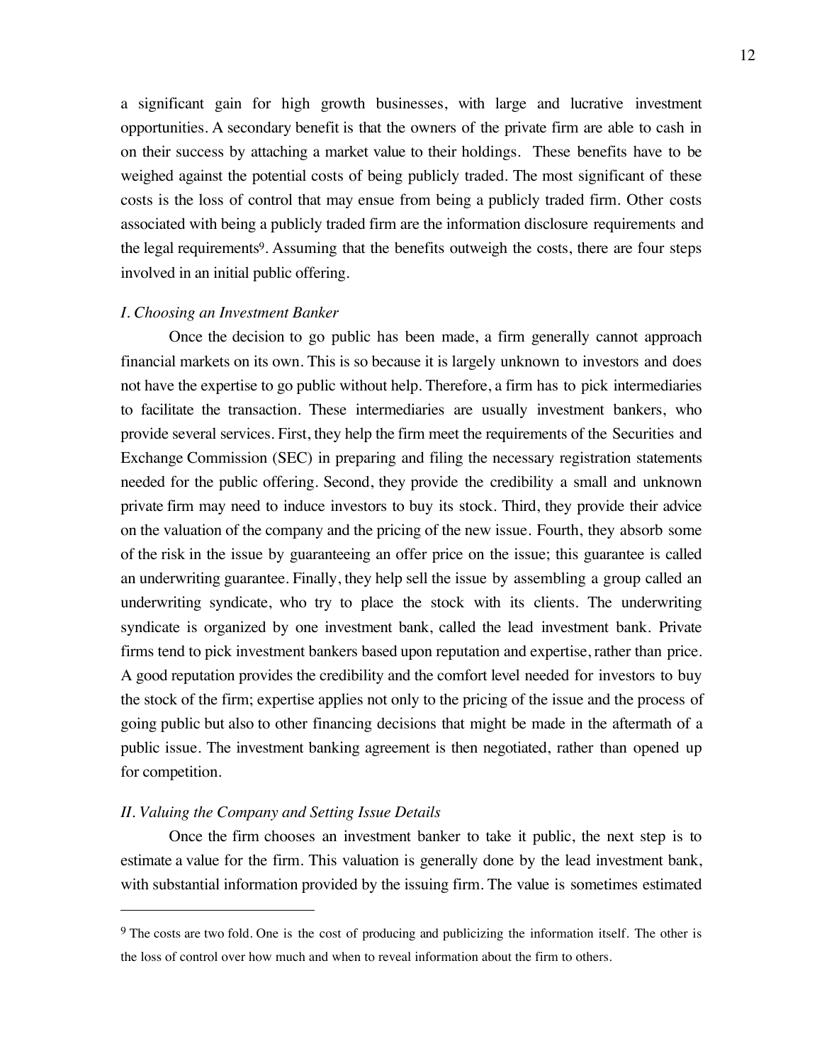a significant gain for high growth businesses, with large and lucrative investment opportunities. A secondary benefit is that the owners of the private firm are able to cash in on their success by attaching a market value to their holdings. These benefits have to be weighed against the potential costs of being publicly traded. The most significant of these costs is the loss of control that may ensue from being a publicly traded firm. Other costs associated with being a publicly traded firm are the information disclosure requirements and the legal requirements[9]. Assuming that the benefits outweigh the costs, there are four steps involved in an initial public offering.

*I. Choosing an Investment Banker*

Once the decision to go public has been made, a firm generally cannot approach financial markets on its own. This is so because it is largely unknown to investors and does not have the expertise to go public without help. Therefore, a firm has to pick intermediaries to facilitate the transaction. These intermediaries are usually investment bankers, who provide several services. First, they help the firm meet the requirements of the Securities and Exchange Commission (SEC) in preparing and filing the necessary registration statements needed for the public offering. Second, they provide the credibility a small and unknown private firm may need to induce investors to buy its stock. Third, they provide their advice on the valuation of the company and the pricing of the new issue. Fourth, they absorb some of the risk in the issue by guaranteeing an offer price on the issue; this guarantee is called an underwriting guarantee. Finally, they help sell the issue by assembling a group called an underwriting syndicate, who try to place the stock with its clients. The underwriting syndicate is organized by one investment bank, called the lead investment bank. Private firms tend to pick investment bankers based upon reputation and expertise, rather than price. A good reputation provides the credibility and the comfort level needed for investors to buy the stock of the firm; expertise applies not only to the pricing of the issue and the process of going public but also to other financing decisions that might be made in the aftermath of a public issue. The investment banking agreement is then negotiated, rather than opened up for competition.

*II. Valuing the Company and Setting Issue Details*

Once the firm chooses an investment banker to take it public, the next step is to estimate a value for the firm. This valuation is generally done by the lead investment bank, with substantial information provided by the issuing firm. The value is sometimes estimated

---

[9] The costs are two fold. One is the cost of producing and publicizing the information itself. The other is the loss of control over how much and when to reveal information about the firm to others.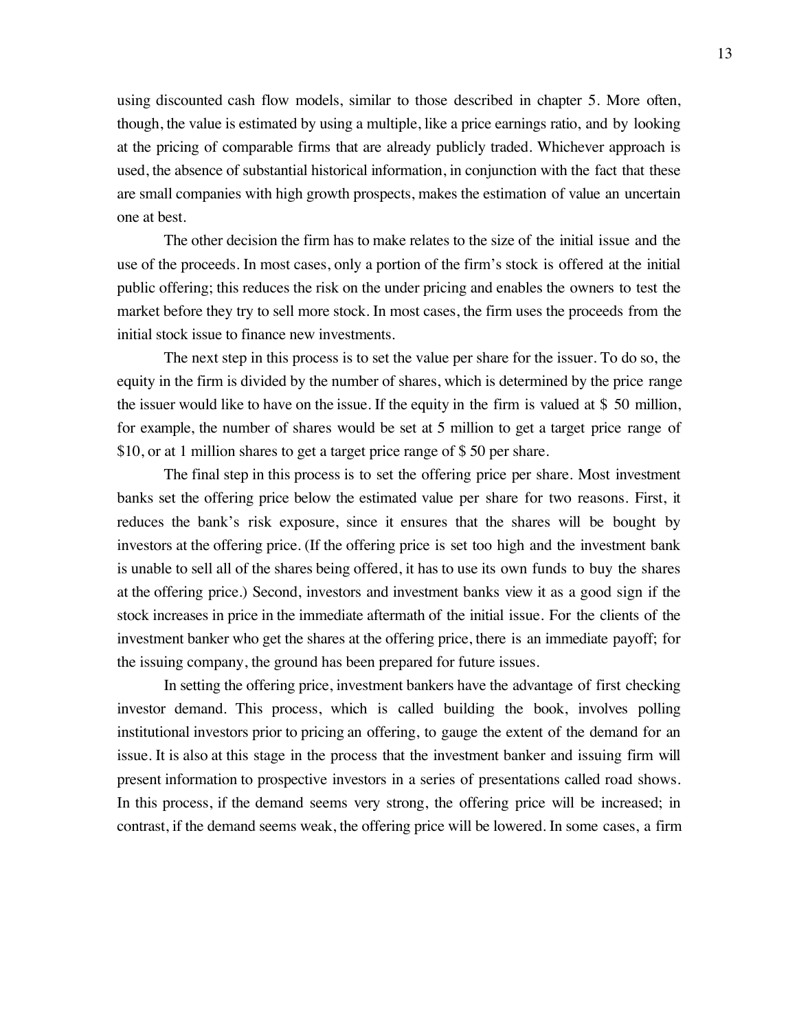using discounted cash flow models, similar to those described in chapter 5. More often, though, the value is estimated by using a multiple, like a price earnings ratio, and by looking at the pricing of comparable firms that are already publicly traded. Whichever approach is used, the absence of substantial historical information, in conjunction with the fact that these are small companies with high growth prospects, makes the estimation of value an uncertain one at best.

The other decision the firm has to make relates to the size of the initial issue and the use of the proceeds. In most cases, only a portion of the firm's stock is offered at the initial public offering; this reduces the risk on the under pricing and enables the owners to test the market before they try to sell more stock. In most cases, the firm uses the proceeds from the initial stock issue to finance new investments.

The next step in this process is to set the value per share for the issuer. To do so, the equity in the firm is divided by the number of shares, which is determined by the price range the issuer would like to have on the issue. If the equity in the firm is valued at $ 50 million, for example, the number of shares would be set at 5 million to get a target price range of $10, or at 1 million shares to get a target price range of $ 50 per share.

The final step in this process is to set the offering price per share. Most investment banks set the offering price below the estimated value per share for two reasons. First, it reduces the bank's risk exposure, since it ensures that the shares will be bought by investors at the offering price. (If the offering price is set too high and the investment bank is unable to sell all of the shares being offered, it has to use its own funds to buy the shares at the offering price.) Second, investors and investment banks view it as a good sign if the stock increases in price in the immediate aftermath of the initial issue. For the clients of the investment banker who get the shares at the offering price, there is an immediate payoff; for the issuing company, the ground has been prepared for future issues.

In setting the offering price, investment bankers have the advantage of first checking investor demand. This process, which is called building the book, involves polling institutional investors prior to pricing an offering, to gauge the extent of the demand for an issue. It is also at this stage in the process that the investment banker and issuing firm will present information to prospective investors in a series of presentations called road shows. In this process, if the demand seems very strong, the offering price will be increased; in contrast, if the demand seems weak, the offering price will be lowered. In some cases, a firm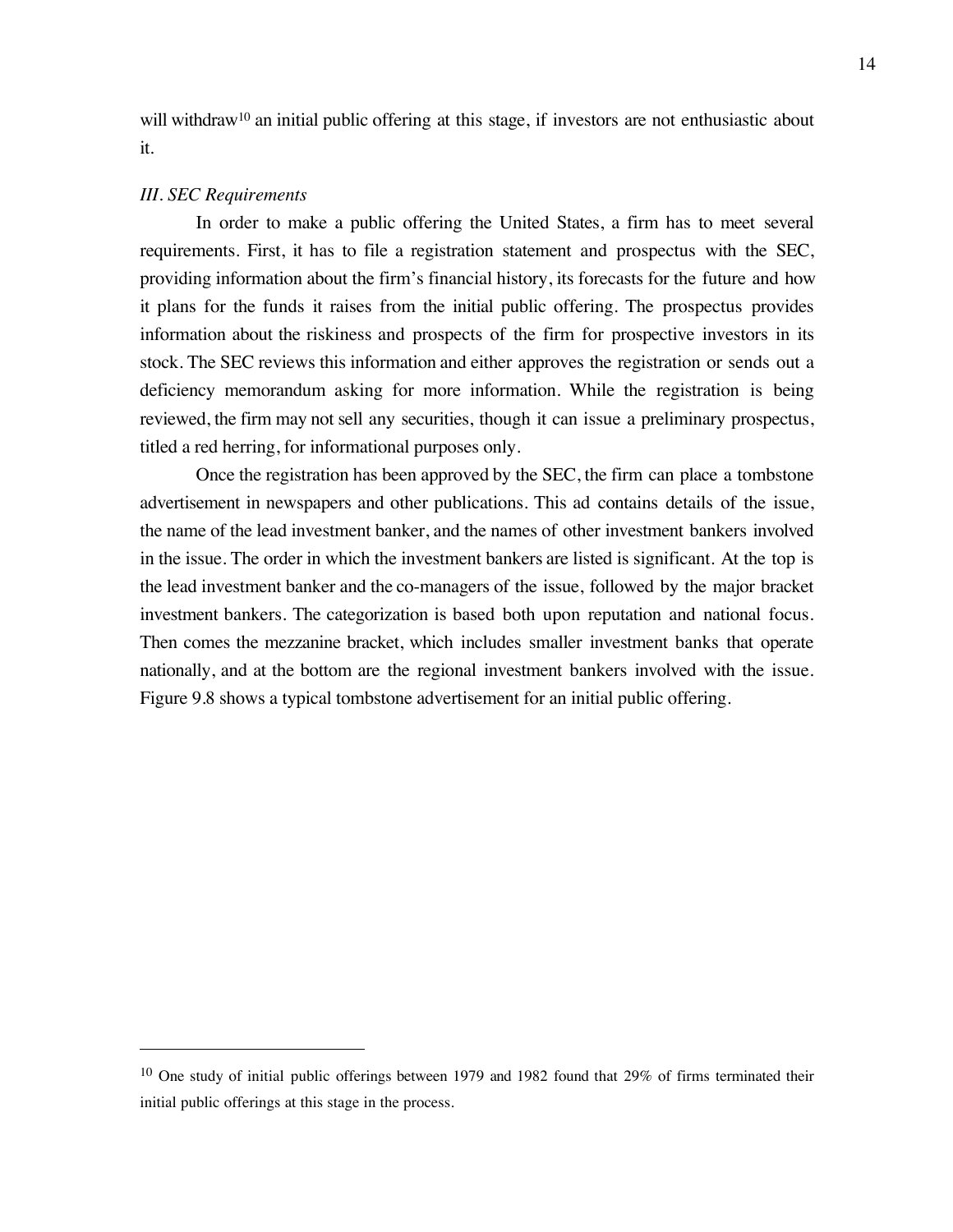will withdraw[10] an initial public offering at this stage, if investors are not enthusiastic about it.

*III. SEC Requirements*

In order to make a public offering the United States, a firm has to meet several requirements. First, it has to file a registration statement and prospectus with the SEC, providing information about the firm's financial history, its forecasts for the future and how it plans for the funds it raises from the initial public offering. The prospectus provides information about the riskiness and prospects of the firm for prospective investors in its stock. The SEC reviews this information and either approves the registration or sends out a deficiency memorandum asking for more information. While the registration is being reviewed, the firm may not sell any securities, though it can issue a preliminary prospectus, titled a red herring, for informational purposes only.

Once the registration has been approved by the SEC, the firm can place a tombstone advertisement in newspapers and other publications. This ad contains details of the issue, the name of the lead investment banker, and the names of other investment bankers involved in the issue. The order in which the investment bankers are listed is significant. At the top is the lead investment banker and the co-managers of the issue, followed by the major bracket investment bankers. The categorization is based both upon reputation and national focus. Then comes the mezzanine bracket, which includes smaller investment banks that operate nationally, and at the bottom are the regional investment bankers involved with the issue. Figure 9.8 shows a typical tombstone advertisement for an initial public offering.

---

[10] One study of initial public offerings between 1979 and 1982 found that 29% of firms terminated their initial public offerings at this stage in the process.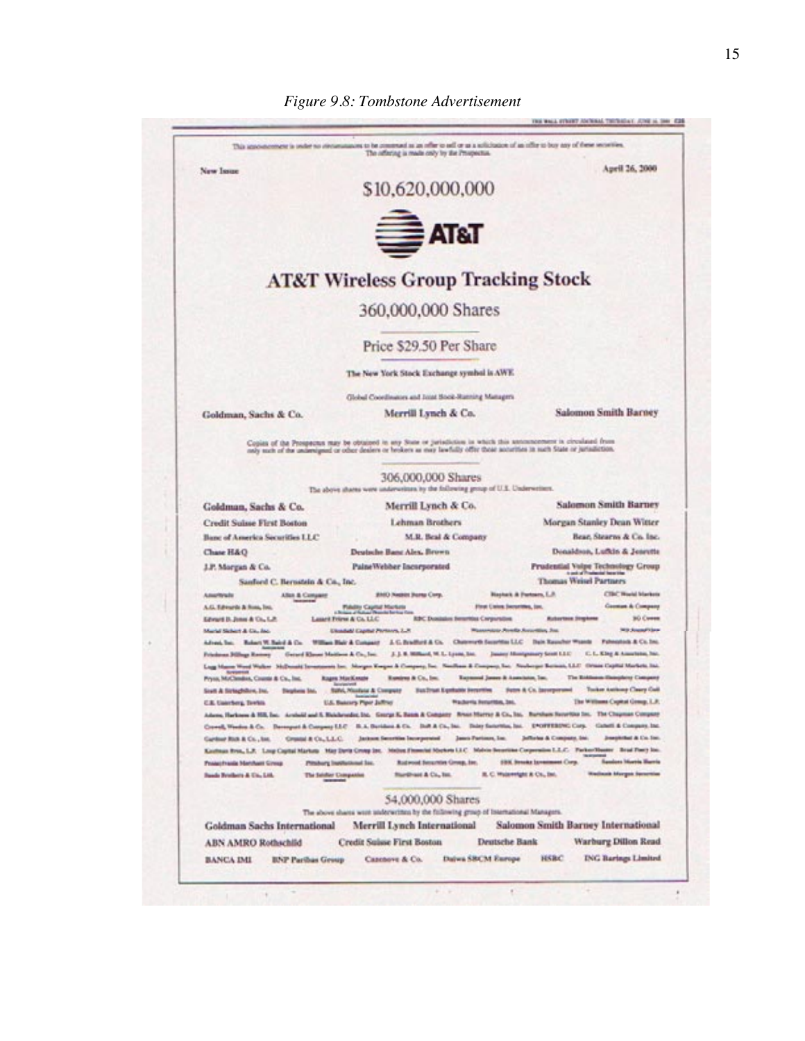*Figure 9.8: Tombstone Advertisement*

This announcement is under no circumstances to be construed as an offer to sell or as a solicitation of an offer to buy any of these securities. The offering is made only by the Prospectus.

New Issue

April 26, 2000

$10,620,000,000

AT&T

# AT&T Wireless Group Tracking Stock

360,000,000 Shares

Price $29.50 Per Share

The New York Stock Exchange symbol is AWE

Global Coordinators and Joint Book-Running Managers

**Goldman, Sachs & Co.** **Merrill Lynch & Co.** **Salomon Smith Barney**

Copies of the Prospectus may be obtained in any State or jurisdiction in which this announcement is circulated from only such of the undersigned or other dealers or brokers as may lawfully offer these securities in such State or jurisdiction.

306,000,000 Shares

The above shares were underwritten by the following group of U.S. Underwriters.

**Goldman, Sachs & Co.** **Merrill Lynch & Co.** **Salomon Smith Barney**

Credit Suisse First Boston — Lehman Brothers — Morgan Stanley Dean Witter

Banc of America Securities LLC — M.R. Beal & Company — Bear, Stearns & Co. Inc.

Chase H&Q — Deutsche Banc Alex. Brown — Donaldson, Lufkin & Jenrette

J.P. Morgan & Co. — PaineWebber Incorporated — Prudential Volpe Technology Group

Sanford C. Bernstein & Co., Inc. — Thomas Weisel Partners

54,000,000 Shares

The above shares were underwritten by the following group of International Managers.

**Goldman Sachs International** **Merrill Lynch International** **Salomon Smith Barney International**

ABN AMRO Rothschild — Credit Suisse First Boston — Deutsche Bank — Warburg Dillon Read

BANCA IMI — BNP Paribas Group — Cazenove & Co. — Daiwa SBCM Europe — HSBC — ING Barings Limited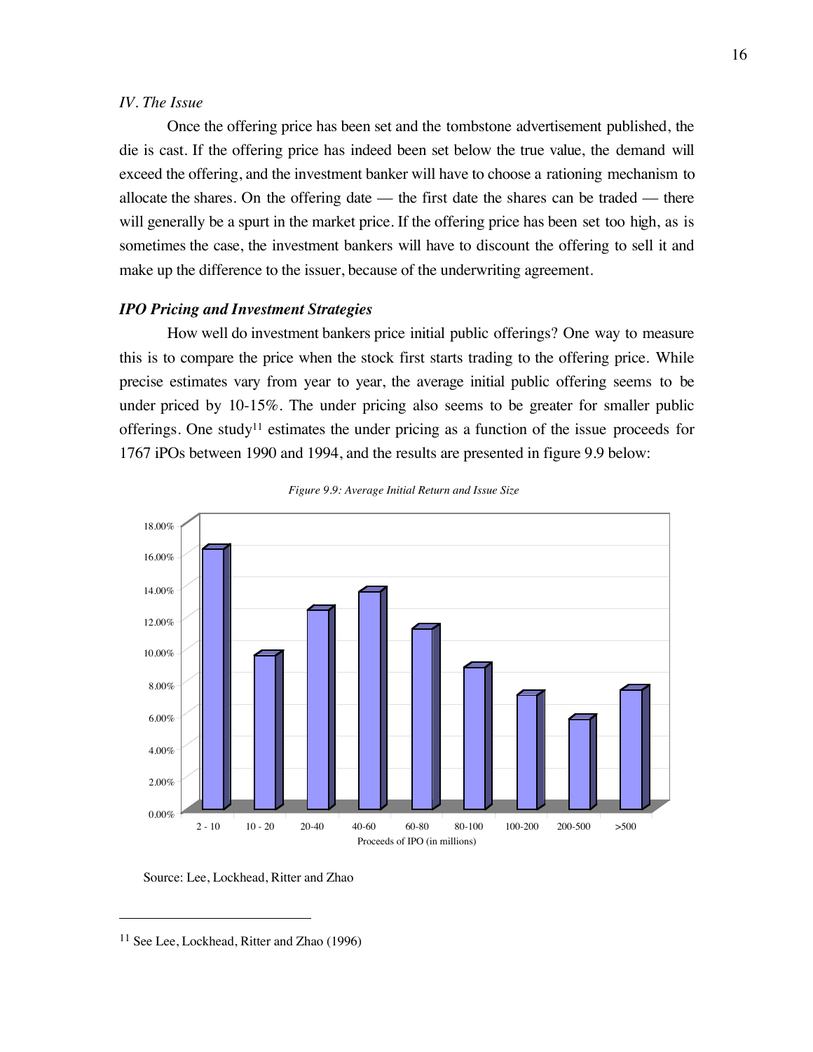*IV. The Issue*

Once the offering price has been set and the tombstone advertisement published, the die is cast. If the offering price has indeed been set below the true value, the demand will exceed the offering, and the investment banker will have to choose a rationing mechanism to allocate the shares. On the offering date — the first date the shares can be traded — there will generally be a spurt in the market price. If the offering price has been set too high, as is sometimes the case, the investment bankers will have to discount the offering to sell it and make up the difference to the issuer, because of the underwriting agreement.

***IPO Pricing and Investment Strategies***

How well do investment bankers price initial public offerings? One way to measure this is to compare the price when the stock first starts trading to the offering price. While precise estimates vary from year to year, the average initial public offering seems to be under priced by 10-15%. The under pricing also seems to be greater for smaller public offerings. One study[11] estimates the under pricing as a function of the issue proceeds for 1767 iPOs between 1990 and 1994, and the results are presented in figure 9.9 below:

*Figure 9.9: Average Initial Return and Issue Size*

Source: Lee, Lockhead, Ritter and Zhao

[11] See Lee, Lockhead, Ritter and Zhao (1996)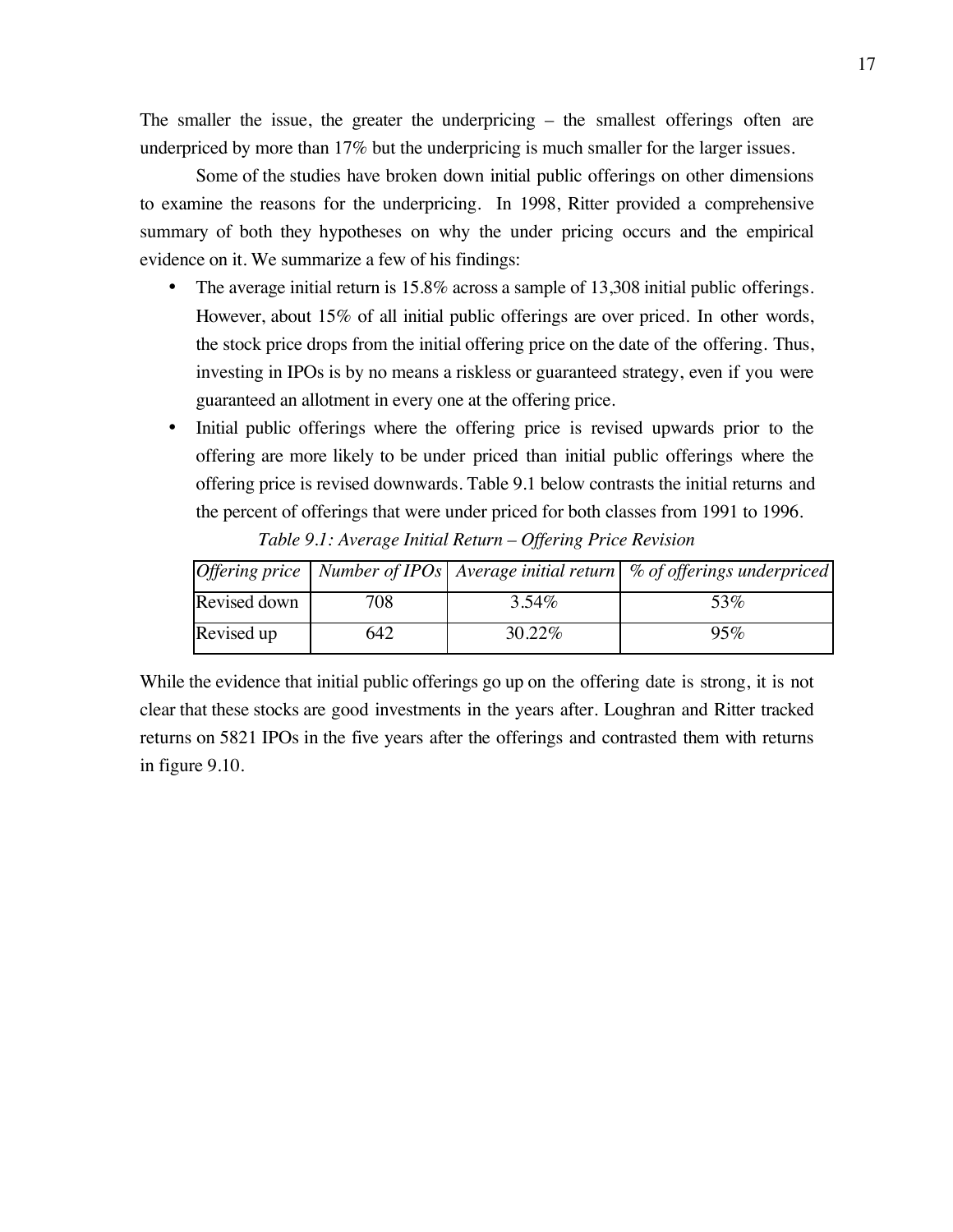The smaller the issue, the greater the underpricing – the smallest offerings often are underpriced by more than 17% but the underpricing is much smaller for the larger issues.

Some of the studies have broken down initial public offerings on other dimensions to examine the reasons for the underpricing. In 1998, Ritter provided a comprehensive summary of both they hypotheses on why the under pricing occurs and the empirical evidence on it. We summarize a few of his findings:

- The average initial return is 15.8% across a sample of 13,308 initial public offerings. However, about 15% of all initial public offerings are over priced. In other words, the stock price drops from the initial offering price on the date of the offering. Thus, investing in IPOs is by no means a riskless or guaranteed strategy, even if you were guaranteed an allotment in every one at the offering price.
- Initial public offerings where the offering price is revised upwards prior to the offering are more likely to be under priced than initial public offerings where the offering price is revised downwards. Table 9.1 below contrasts the initial returns and the percent of offerings that were under priced for both classes from 1991 to 1996.

*Table 9.1: Average Initial Return – Offering Price Revision*

| *Offering price* | *Number of IPOs* | *Average initial return* | *% of offerings underpriced* |
|---|---|---|---|
| Revised down | 708 | 3.54% | 53% |
| Revised up | 642 | 30.22% | 95% |

While the evidence that initial public offerings go up on the offering date is strong, it is not clear that these stocks are good investments in the years after. Loughran and Ritter tracked returns on 5821 IPOs in the five years after the offerings and contrasted them with returns in figure 9.10.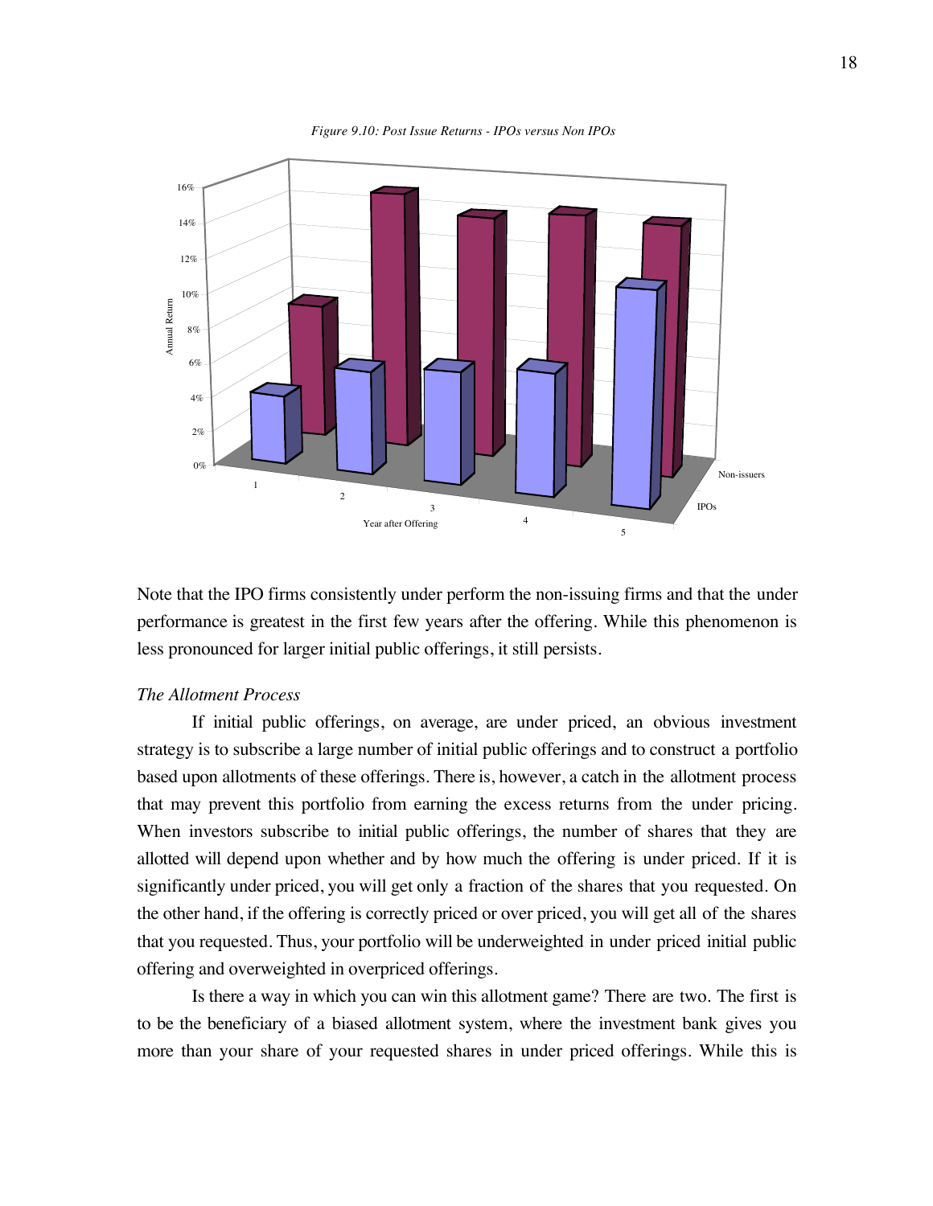*Figure 9.10: Post Issue Returns - IPOs versus Non IPOs*

Note that the IPO firms consistently under perform the non-issuing firms and that the under performance is greatest in the first few years after the offering. While this phenomenon is less pronounced for larger initial public offerings, it still persists.

*The Allotment Process*

If initial public offerings, on average, are under priced, an obvious investment strategy is to subscribe a large number of initial public offerings and to construct a portfolio based upon allotments of these offerings. There is, however, a catch in the allotment process that may prevent this portfolio from earning the excess returns from the under pricing. When investors subscribe to initial public offerings, the number of shares that they are allotted will depend upon whether and by how much the offering is under priced. If it is significantly under priced, you will get only a fraction of the shares that you requested. On the other hand, if the offering is correctly priced or over priced, you will get all of the shares that you requested. Thus, your portfolio will be underweighted in under priced initial public offering and overweighted in overpriced offerings.

Is there a way in which you can win this allotment game? There are two. The first is to be the beneficiary of a biased allotment system, where the investment bank gives you more than your share of your requested shares in under priced offerings. While this is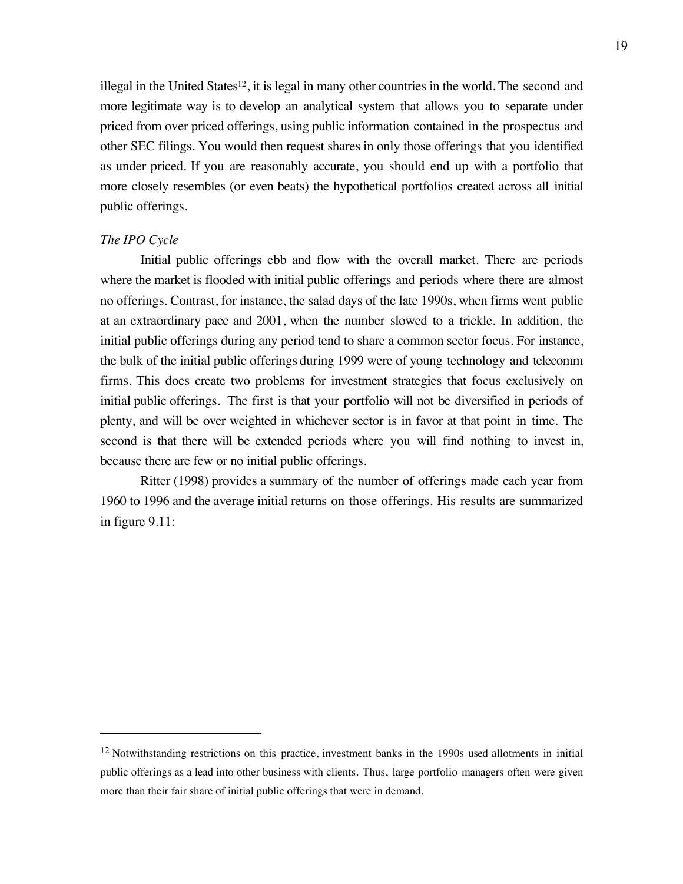illegal in the United States[12], it is legal in many other countries in the world. The second and more legitimate way is to develop an analytical system that allows you to separate under priced from over priced offerings, using public information contained in the prospectus and other SEC filings. You would then request shares in only those offerings that you identified as under priced. If you are reasonably accurate, you should end up with a portfolio that more closely resembles (or even beats) the hypothetical portfolios created across all initial public offerings.

*The IPO Cycle*

Initial public offerings ebb and flow with the overall market. There are periods where the market is flooded with initial public offerings and periods where there are almost no offerings. Contrast, for instance, the salad days of the late 1990s, when firms went public at an extraordinary pace and 2001, when the number slowed to a trickle. In addition, the initial public offerings during any period tend to share a common sector focus. For instance, the bulk of the initial public offerings during 1999 were of young technology and telecomm firms. This does create two problems for investment strategies that focus exclusively on initial public offerings. The first is that your portfolio will not be diversified in periods of plenty, and will be over weighted in whichever sector is in favor at that point in time. The second is that there will be extended periods where you will find nothing to invest in, because there are few or no initial public offerings.

Ritter (1998) provides a summary of the number of offerings made each year from 1960 to 1996 and the average initial returns on those offerings. His results are summarized in figure 9.11:

[12] Notwithstanding restrictions on this practice, investment banks in the 1990s used allotments in initial public offerings as a lead into other business with clients. Thus, large portfolio managers often were given more than their fair share of initial public offerings that were in demand.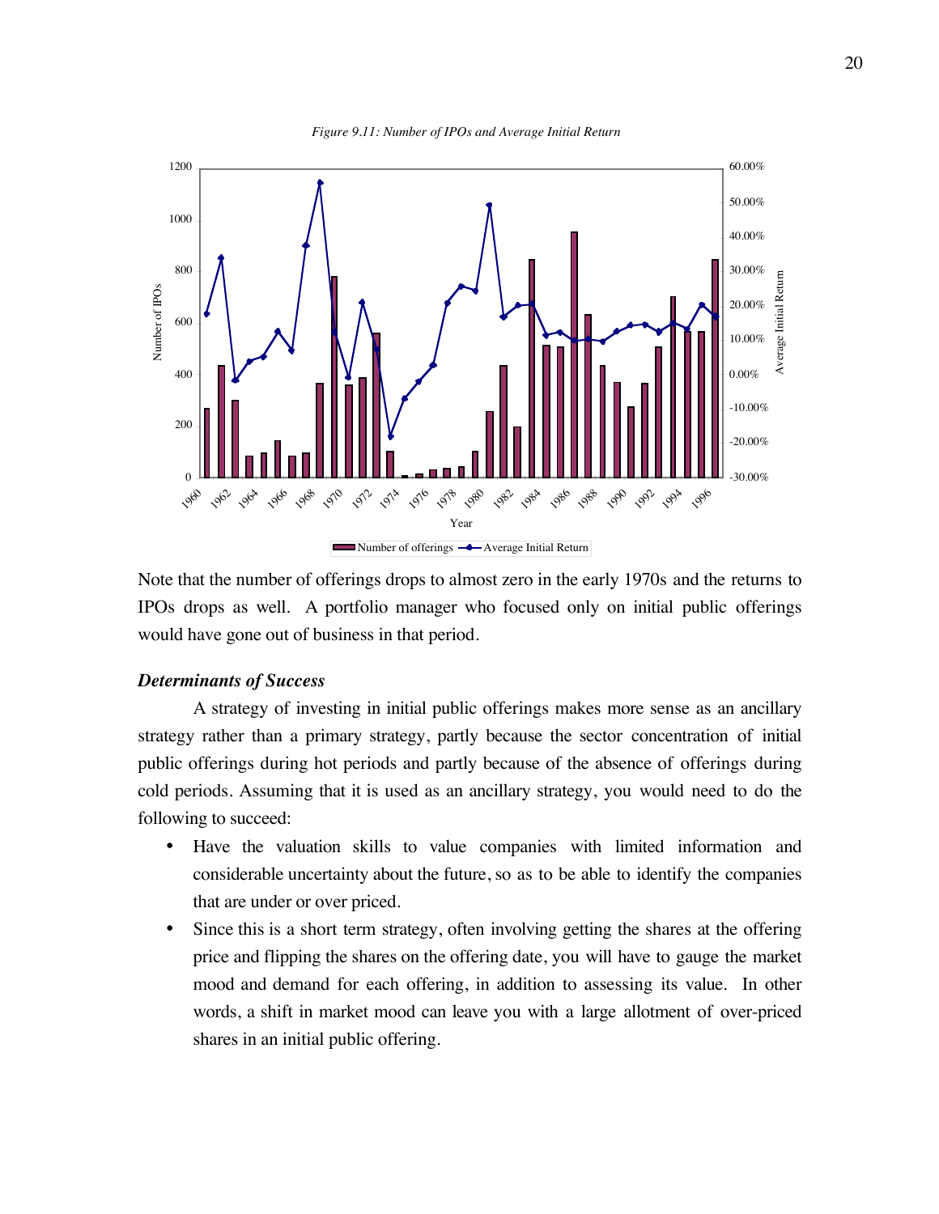*Figure 9.11: Number of IPOs and Average Initial Return*

Note that the number of offerings drops to almost zero in the early 1970s and the returns to IPOs drops as well. A portfolio manager who focused only on initial public offerings would have gone out of business in that period.

### *Determinants of Success*

A strategy of investing in initial public offerings makes more sense as an ancillary strategy rather than a primary strategy, partly because the sector concentration of initial public offerings during hot periods and partly because of the absence of offerings during cold periods. Assuming that it is used as an ancillary strategy, you would need to do the following to succeed:

- Have the valuation skills to value companies with limited information and considerable uncertainty about the future, so as to be able to identify the companies that are under or over priced.
- Since this is a short term strategy, often involving getting the shares at the offering price and flipping the shares on the offering date, you will have to gauge the market mood and demand for each offering, in addition to assessing its value. In other words, a shift in market mood can leave you with a large allotment of over-priced shares in an initial public offering.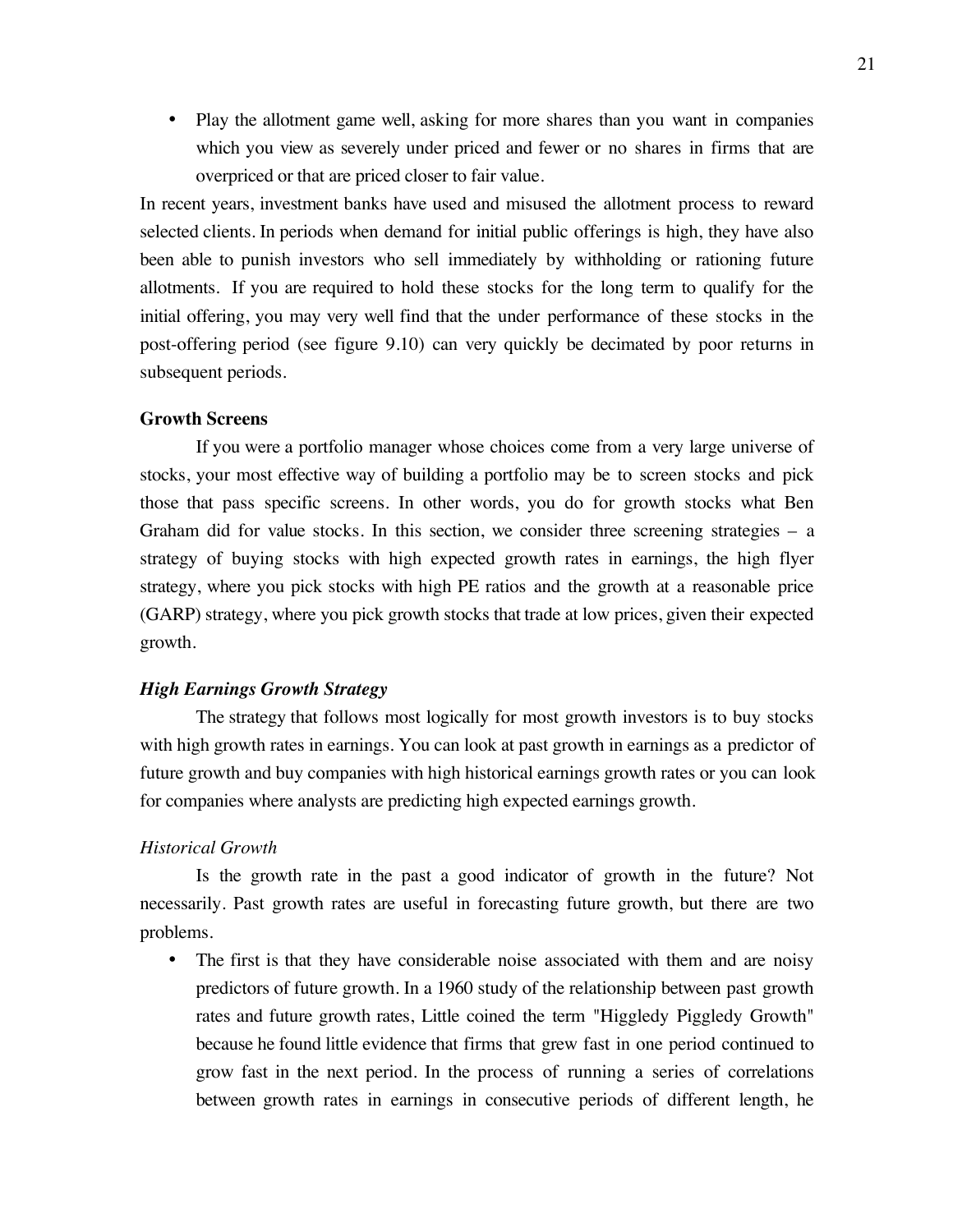- Play the allotment game well, asking for more shares than you want in companies which you view as severely under priced and fewer or no shares in firms that are overpriced or that are priced closer to fair value.

In recent years, investment banks have used and misused the allotment process to reward selected clients. In periods when demand for initial public offerings is high, they have also been able to punish investors who sell immediately by withholding or rationing future allotments. If you are required to hold these stocks for the long term to qualify for the initial offering, you may very well find that the under performance of these stocks in the post-offering period (see figure 9.10) can very quickly be decimated by poor returns in subsequent periods.

### Growth Screens

If you were a portfolio manager whose choices come from a very large universe of stocks, your most effective way of building a portfolio may be to screen stocks and pick those that pass specific screens. In other words, you do for growth stocks what Ben Graham did for value stocks. In this section, we consider three screening strategies – a strategy of buying stocks with high expected growth rates in earnings, the high flyer strategy, where you pick stocks with high PE ratios and the growth at a reasonable price (GARP) strategy, where you pick growth stocks that trade at low prices, given their expected growth.

#### *High Earnings Growth Strategy*

The strategy that follows most logically for most growth investors is to buy stocks with high growth rates in earnings. You can look at past growth in earnings as a predictor of future growth and buy companies with high historical earnings growth rates or you can look for companies where analysts are predicting high expected earnings growth.

##### *Historical Growth*

Is the growth rate in the past a good indicator of growth in the future? Not necessarily. Past growth rates are useful in forecasting future growth, but there are two problems.

- The first is that they have considerable noise associated with them and are noisy predictors of future growth. In a 1960 study of the relationship between past growth rates and future growth rates, Little coined the term "Higgledy Piggledy Growth" because he found little evidence that firms that grew fast in one period continued to grow fast in the next period. In the process of running a series of correlations between growth rates in earnings in consecutive periods of different length, he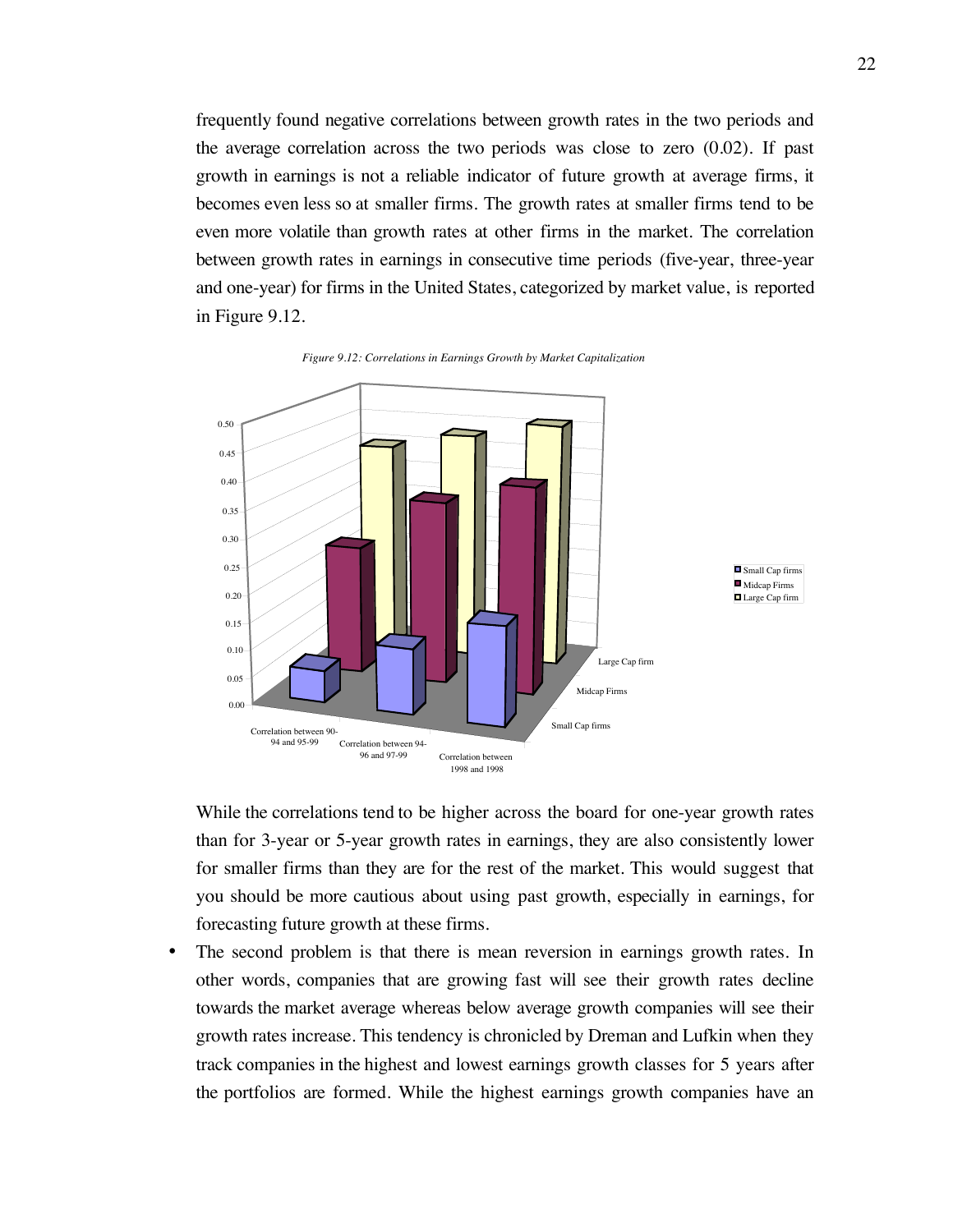frequently found negative correlations between growth rates in the two periods and the average correlation across the two periods was close to zero (0.02). If past growth in earnings is not a reliable indicator of future growth at average firms, it becomes even less so at smaller firms. The growth rates at smaller firms tend to be even more volatile than growth rates at other firms in the market. The correlation between growth rates in earnings in consecutive time periods (five-year, three-year and one-year) for firms in the United States, categorized by market value, is reported in Figure 9.12.

*Figure 9.12: Correlations in Earnings Growth by Market Capitalization*

While the correlations tend to be higher across the board for one-year growth rates than for 3-year or 5-year growth rates in earnings, they are also consistently lower for smaller firms than they are for the rest of the market. This would suggest that you should be more cautious about using past growth, especially in earnings, for forecasting future growth at these firms.

- The second problem is that there is mean reversion in earnings growth rates. In other words, companies that are growing fast will see their growth rates decline towards the market average whereas below average growth companies will see their growth rates increase. This tendency is chronicled by Dreman and Lufkin when they track companies in the highest and lowest earnings growth classes for 5 years after the portfolios are formed. While the highest earnings growth companies have an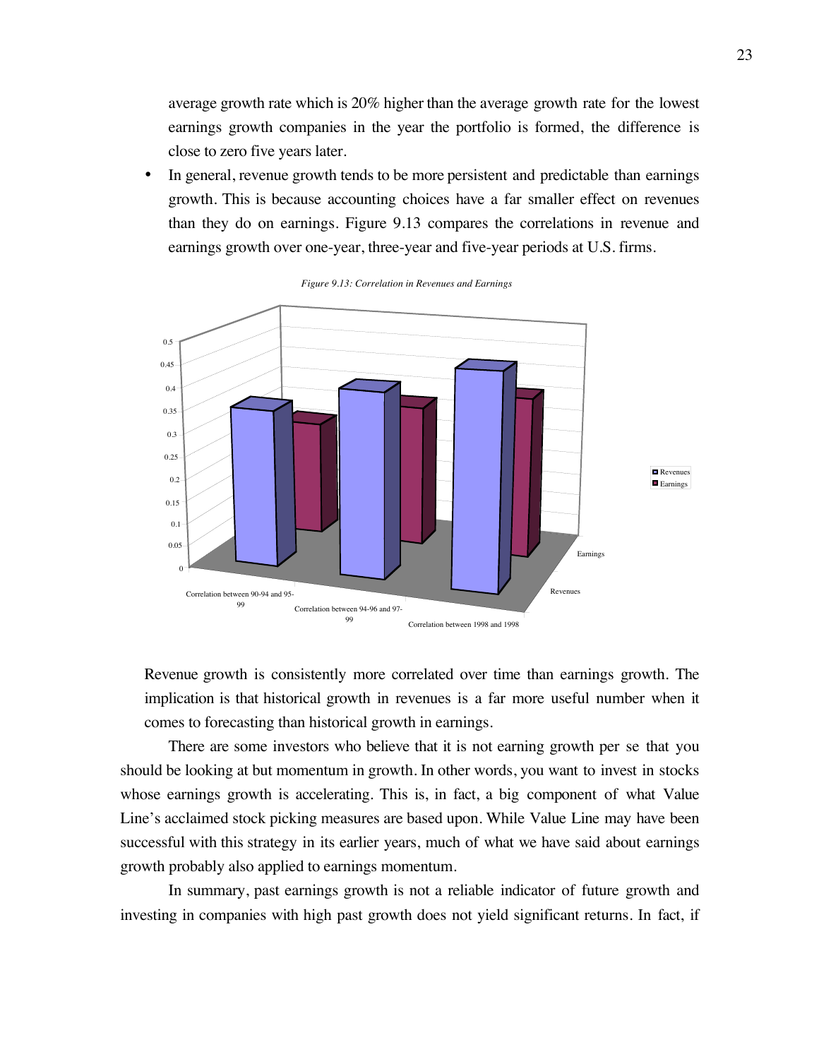average growth rate which is 20% higher than the average growth rate for the lowest earnings growth companies in the year the portfolio is formed, the difference is close to zero five years later.

- In general, revenue growth tends to be more persistent and predictable than earnings growth. This is because accounting choices have a far smaller effect on revenues than they do on earnings. Figure 9.13 compares the correlations in revenue and earnings growth over one-year, three-year and five-year periods at U.S. firms.

*Figure 9.13: Correlation in Revenues and Earnings*

Revenue growth is consistently more correlated over time than earnings growth. The implication is that historical growth in revenues is a far more useful number when it comes to forecasting than historical growth in earnings.

There are some investors who believe that it is not earning growth per se that you should be looking at but momentum in growth. In other words, you want to invest in stocks whose earnings growth is accelerating. This is, in fact, a big component of what Value Line's acclaimed stock picking measures are based upon. While Value Line may have been successful with this strategy in its earlier years, much of what we have said about earnings growth probably also applied to earnings momentum.

In summary, past earnings growth is not a reliable indicator of future growth and investing in companies with high past growth does not yield significant returns. In fact, if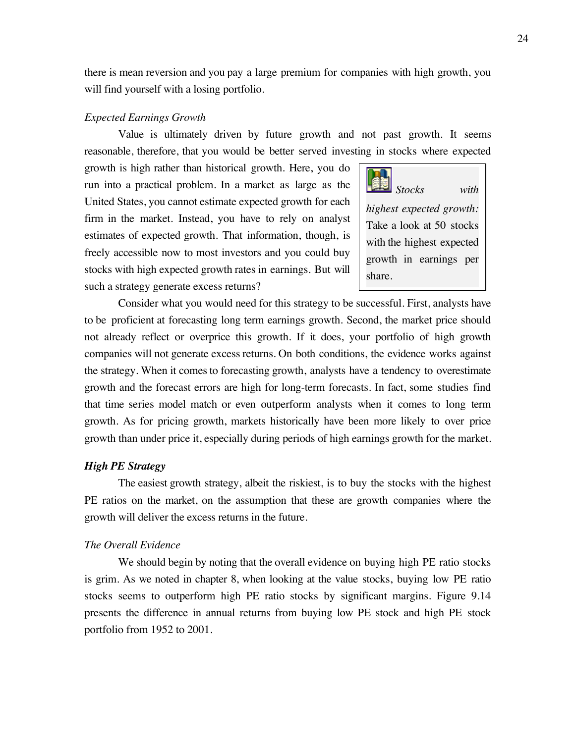there is mean reversion and you pay a large premium for companies with high growth, you will find yourself with a losing portfolio.

*Expected Earnings Growth*

Value is ultimately driven by future growth and not past growth. It seems reasonable, therefore, that you would be better served investing in stocks where expected growth is high rather than historical growth. Here, you do run into a practical problem. In a market as large as the United States, you cannot estimate expected growth for each firm in the market. Instead, you have to rely on analyst estimates of expected growth. That information, though, is freely accessible now to most investors and you could buy stocks with high expected growth rates in earnings. But will such a strategy generate excess returns?

> *Stocks with highest expected growth:* Take a look at 50 stocks with the highest expected growth in earnings per share.

Consider what you would need for this strategy to be successful. First, analysts have to be proficient at forecasting long term earnings growth. Second, the market price should not already reflect or overprice this growth. If it does, your portfolio of high growth companies will not generate excess returns. On both conditions, the evidence works against the strategy. When it comes to forecasting growth, analysts have a tendency to overestimate growth and the forecast errors are high for long-term forecasts. In fact, some studies find that time series model match or even outperform analysts when it comes to long term growth. As for pricing growth, markets historically have been more likely to over price growth than under price it, especially during periods of high earnings growth for the market.

***High PE Strategy***

The easiest growth strategy, albeit the riskiest, is to buy the stocks with the highest PE ratios on the market, on the assumption that these are growth companies where the growth will deliver the excess returns in the future.

*The Overall Evidence*

We should begin by noting that the overall evidence on buying high PE ratio stocks is grim. As we noted in chapter 8, when looking at the value stocks, buying low PE ratio stocks seems to outperform high PE ratio stocks by significant margins. Figure 9.14 presents the difference in annual returns from buying low PE stock and high PE stock portfolio from 1952 to 2001.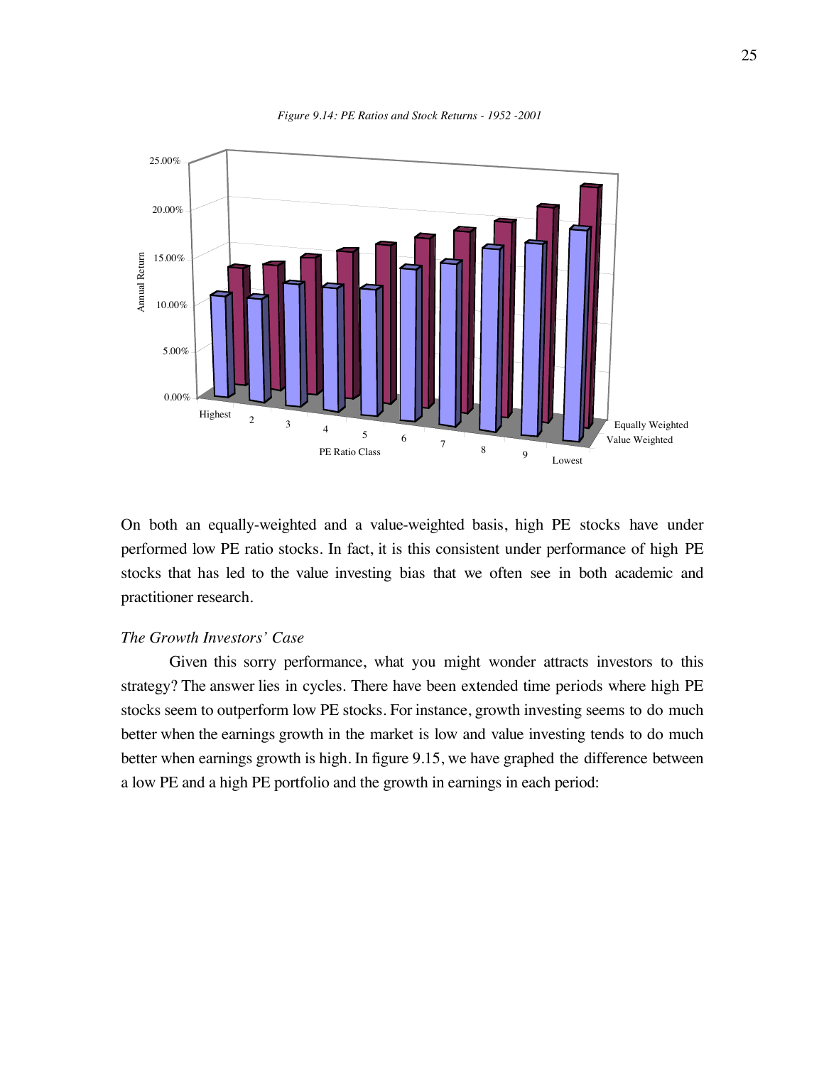*Figure 9.14: PE Ratios and Stock Returns - 1952 -2001*

On both an equally-weighted and a value-weighted basis, high PE stocks have under performed low PE ratio stocks. In fact, it is this consistent under performance of high PE stocks that has led to the value investing bias that we often see in both academic and practitioner research.

*The Growth Investors' Case*

Given this sorry performance, what you might wonder attracts investors to this strategy? The answer lies in cycles. There have been extended time periods where high PE stocks seem to outperform low PE stocks. For instance, growth investing seems to do much better when the earnings growth in the market is low and value investing tends to do much better when earnings growth is high. In figure 9.15, we have graphed the difference between a low PE and a high PE portfolio and the growth in earnings in each period: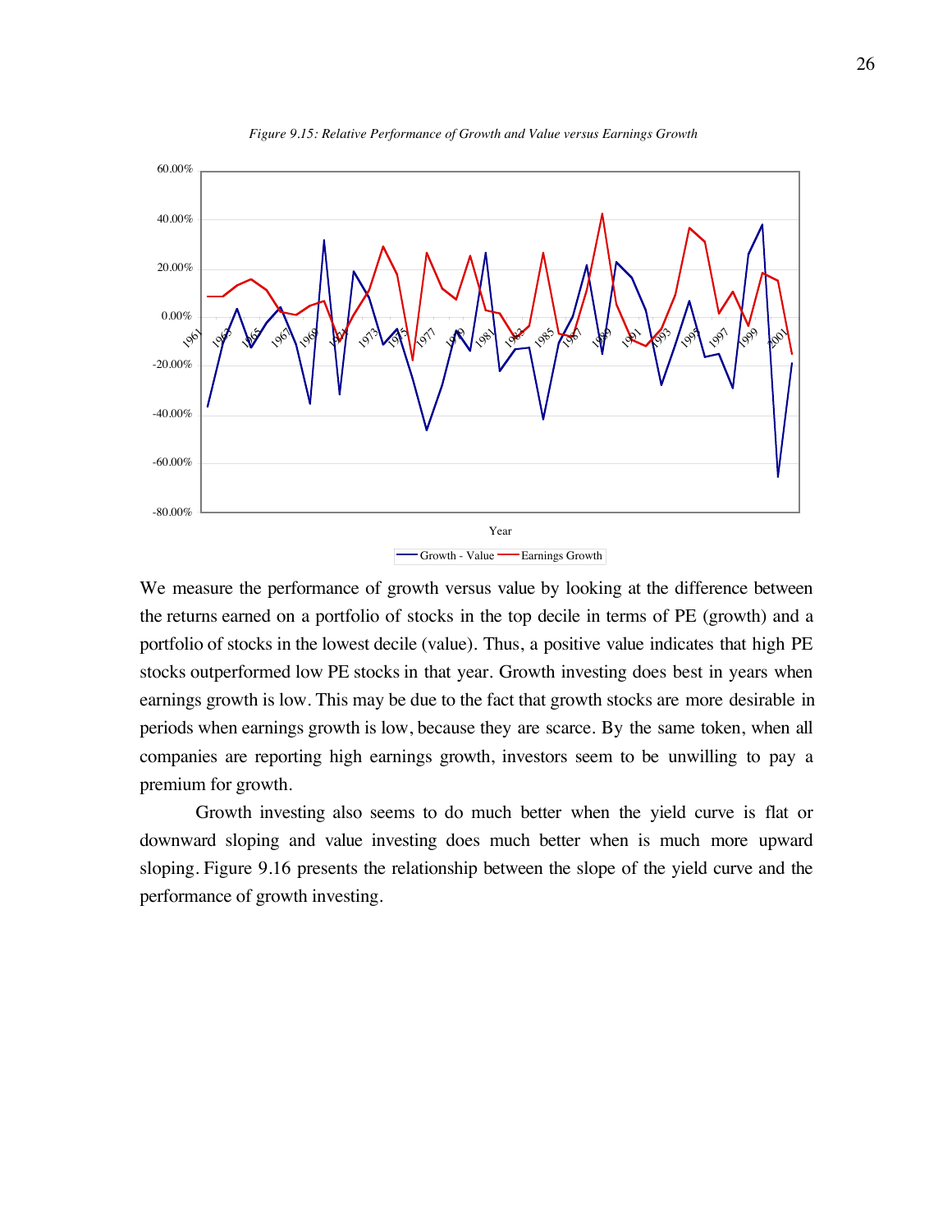*Figure 9.15: Relative Performance of Growth and Value versus Earnings Growth*

We measure the performance of growth versus value by looking at the difference between the returns earned on a portfolio of stocks in the top decile in terms of PE (growth) and a portfolio of stocks in the lowest decile (value). Thus, a positive value indicates that high PE stocks outperformed low PE stocks in that year. Growth investing does best in years when earnings growth is low. This may be due to the fact that growth stocks are more desirable in periods when earnings growth is low, because they are scarce. By the same token, when all companies are reporting high earnings growth, investors seem to be unwilling to pay a premium for growth.

Growth investing also seems to do much better when the yield curve is flat or downward sloping and value investing does much better when is much more upward sloping. Figure 9.16 presents the relationship between the slope of the yield curve and the performance of growth investing.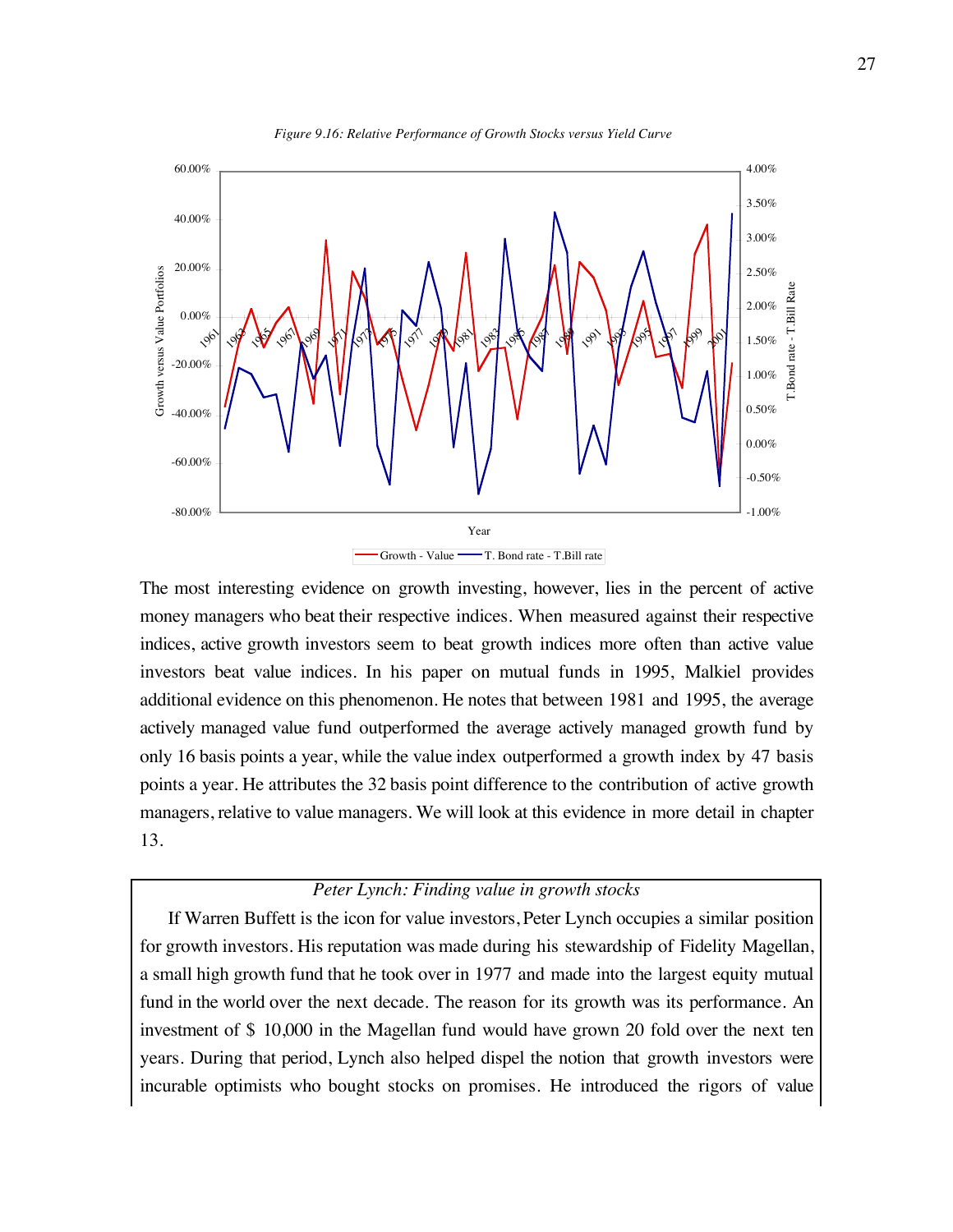*Figure 9.16: Relative Performance of Growth Stocks versus Yield Curve*

The most interesting evidence on growth investing, however, lies in the percent of active money managers who beat their respective indices. When measured against their respective indices, active growth investors seem to beat growth indices more often than active value investors beat value indices. In his paper on mutual funds in 1995, Malkiel provides additional evidence on this phenomenon. He notes that between 1981 and 1995, the average actively managed value fund outperformed the average actively managed growth fund by only 16 basis points a year, while the value index outperformed a growth index by 47 basis points a year. He attributes the 32 basis point difference to the contribution of active growth managers, relative to value managers. We will look at this evidence in more detail in chapter 13.

*Peter Lynch: Finding value in growth stocks*

If Warren Buffett is the icon for value investors, Peter Lynch occupies a similar position for growth investors. His reputation was made during his stewardship of Fidelity Magellan, a small high growth fund that he took over in 1977 and made into the largest equity mutual fund in the world over the next decade. The reason for its growth was its performance. An investment of $ 10,000 in the Magellan fund would have grown 20 fold over the next ten years. During that period, Lynch also helped dispel the notion that growth investors were incurable optimists who bought stocks on promises. He introduced the rigors of value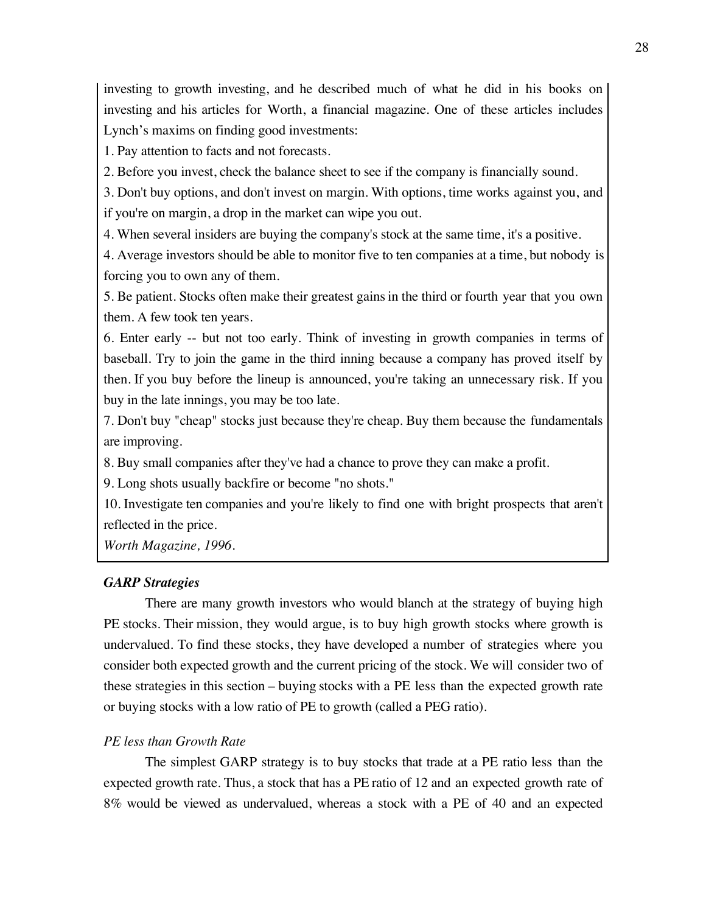investing to growth investing, and he described much of what he did in his books on investing and his articles for Worth, a financial magazine. One of these articles includes Lynch's maxims on finding good investments:

1. Pay attention to facts and not forecasts.

2. Before you invest, check the balance sheet to see if the company is financially sound.

3. Don't buy options, and don't invest on margin. With options, time works against you, and if you're on margin, a drop in the market can wipe you out.

4. When several insiders are buying the company's stock at the same time, it's a positive.

4. Average investors should be able to monitor five to ten companies at a time, but nobody is forcing you to own any of them.

5. Be patient. Stocks often make their greatest gains in the third or fourth year that you own them. A few took ten years.

6. Enter early -- but not too early. Think of investing in growth companies in terms of baseball. Try to join the game in the third inning because a company has proved itself by then. If you buy before the lineup is announced, you're taking an unnecessary risk. If you buy in the late innings, you may be too late.

7. Don't buy "cheap" stocks just because they're cheap. Buy them because the fundamentals are improving.

8. Buy small companies after they've had a chance to prove they can make a profit.

9. Long shots usually backfire or become "no shots."

10. Investigate ten companies and you're likely to find one with bright prospects that aren't reflected in the price.

*Worth Magazine, 1996.*

### *GARP Strategies*

There are many growth investors who would blanch at the strategy of buying high PE stocks. Their mission, they would argue, is to buy high growth stocks where growth is undervalued. To find these stocks, they have developed a number of strategies where you consider both expected growth and the current pricing of the stock. We will consider two of these strategies in this section – buying stocks with a PE less than the expected growth rate or buying stocks with a low ratio of PE to growth (called a PEG ratio).

#### *PE less than Growth Rate*

The simplest GARP strategy is to buy stocks that trade at a PE ratio less than the expected growth rate. Thus, a stock that has a PE ratio of 12 and an expected growth rate of 8% would be viewed as undervalued, whereas a stock with a PE of 40 and an expected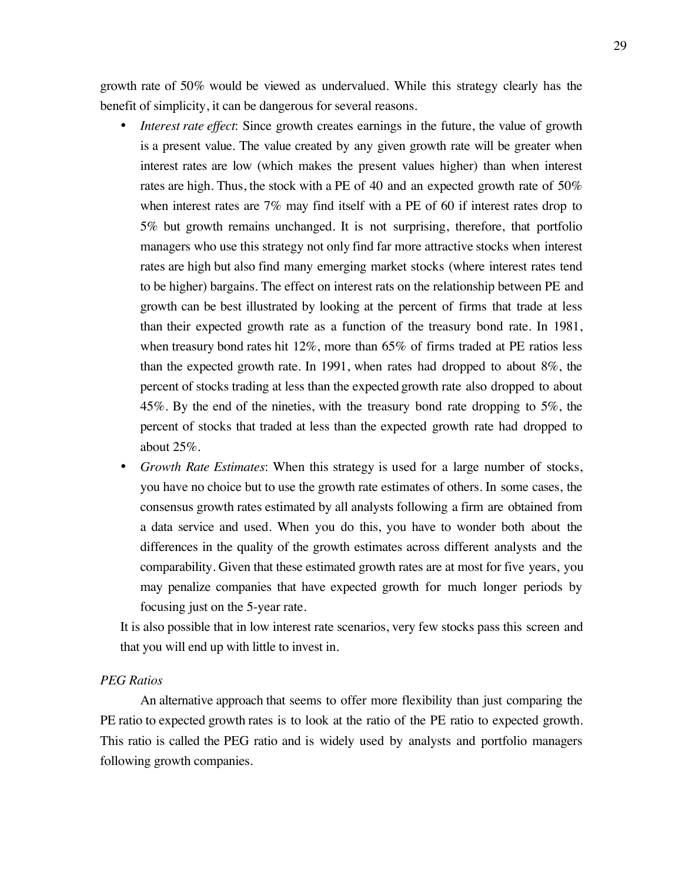growth rate of 50% would be viewed as undervalued. While this strategy clearly has the benefit of simplicity, it can be dangerous for several reasons.

- *Interest rate effect*: Since growth creates earnings in the future, the value of growth is a present value. The value created by any given growth rate will be greater when interest rates are low (which makes the present values higher) than when interest rates are high. Thus, the stock with a PE of 40 and an expected growth rate of 50% when interest rates are 7% may find itself with a PE of 60 if interest rates drop to 5% but growth remains unchanged. It is not surprising, therefore, that portfolio managers who use this strategy not only find far more attractive stocks when interest rates are high but also find many emerging market stocks (where interest rates tend to be higher) bargains. The effect on interest rats on the relationship between PE and growth can be best illustrated by looking at the percent of firms that trade at less than their expected growth rate as a function of the treasury bond rate. In 1981, when treasury bond rates hit 12%, more than 65% of firms traded at PE ratios less than the expected growth rate. In 1991, when rates had dropped to about 8%, the percent of stocks trading at less than the expected growth rate also dropped to about 45%. By the end of the nineties, with the treasury bond rate dropping to 5%, the percent of stocks that traded at less than the expected growth rate had dropped to about 25%.
- *Growth Rate Estimates*: When this strategy is used for a large number of stocks, you have no choice but to use the growth rate estimates of others. In some cases, the consensus growth rates estimated by all analysts following a firm are obtained from a data service and used. When you do this, you have to wonder both about the differences in the quality of the growth estimates across different analysts and the comparability. Given that these estimated growth rates are at most for five years, you may penalize companies that have expected growth for much longer periods by focusing just on the 5-year rate.

It is also possible that in low interest rate scenarios, very few stocks pass this screen and that you will end up with little to invest in.

*PEG Ratios*

An alternative approach that seems to offer more flexibility than just comparing the PE ratio to expected growth rates is to look at the ratio of the PE ratio to expected growth. This ratio is called the PEG ratio and is widely used by analysts and portfolio managers following growth companies.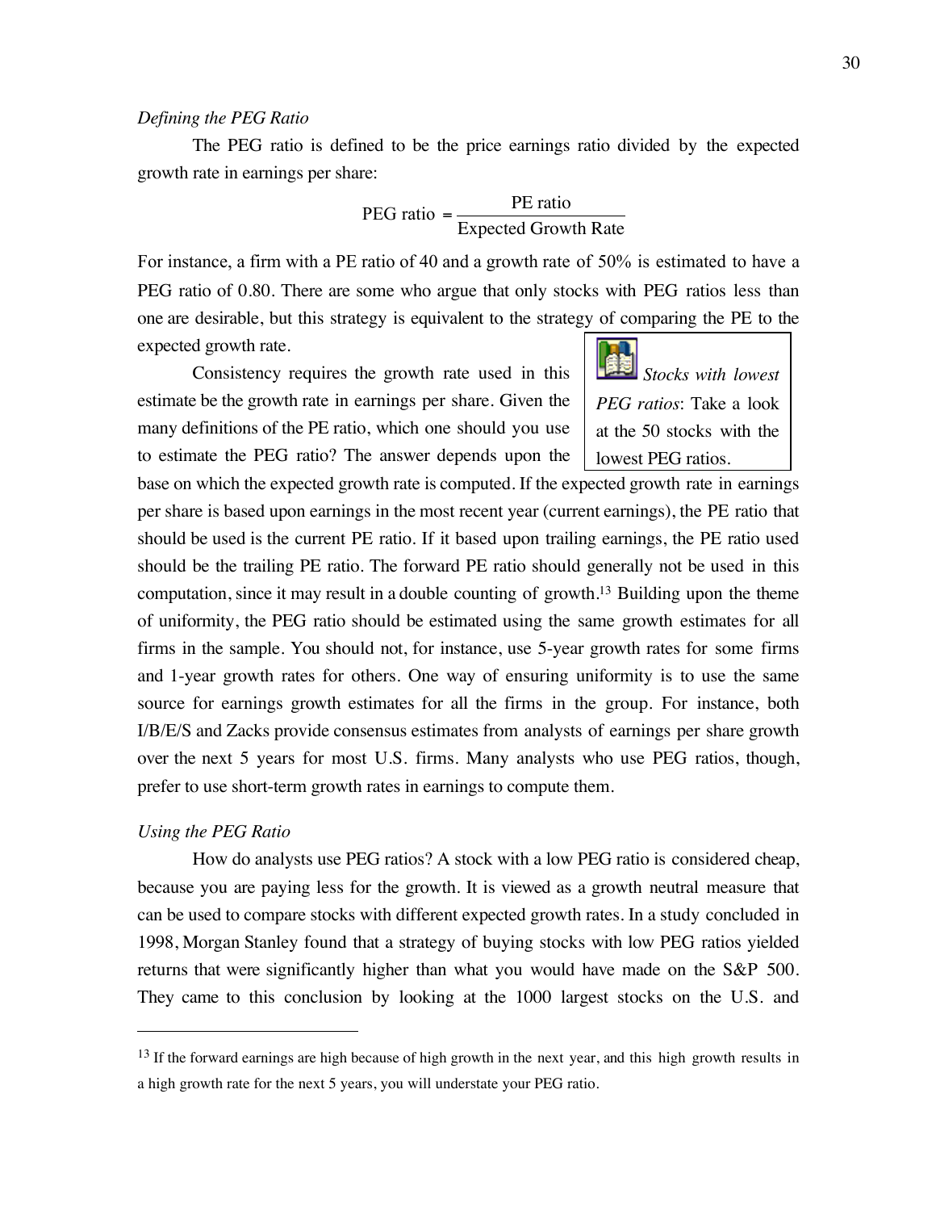*Defining the PEG Ratio*

The PEG ratio is defined to be the price earnings ratio divided by the expected growth rate in earnings per share:

$$\text{PEG ratio} = \frac{\text{PE ratio}}{\text{Expected Growth Rate}}$$

For instance, a firm with a PE ratio of 40 and a growth rate of 50% is estimated to have a PEG ratio of 0.80. There are some who argue that only stocks with PEG ratios less than one are desirable, but this strategy is equivalent to the strategy of comparing the PE to the expected growth rate.

> *Stocks with lowest PEG ratios*: Take a look at the 50 stocks with the lowest PEG ratios.

Consistency requires the growth rate used in this estimate be the growth rate in earnings per share. Given the many definitions of the PE ratio, which one should you use to estimate the PEG ratio? The answer depends upon the base on which the expected growth rate is computed. If the expected growth rate in earnings per share is based upon earnings in the most recent year (current earnings), the PE ratio that should be used is the current PE ratio. If it based upon trailing earnings, the PE ratio used should be the trailing PE ratio. The forward PE ratio should generally not be used in this computation, since it may result in a double counting of growth.[13] Building upon the theme of uniformity, the PEG ratio should be estimated using the same growth estimates for all firms in the sample. You should not, for instance, use 5-year growth rates for some firms and 1-year growth rates for others. One way of ensuring uniformity is to use the same source for earnings growth estimates for all the firms in the group. For instance, both I/B/E/S and Zacks provide consensus estimates from analysts of earnings per share growth over the next 5 years for most U.S. firms. Many analysts who use PEG ratios, though, prefer to use short-term growth rates in earnings to compute them.

*Using the PEG Ratio*

How do analysts use PEG ratios? A stock with a low PEG ratio is considered cheap, because you are paying less for the growth. It is viewed as a growth neutral measure that can be used to compare stocks with different expected growth rates. In a study concluded in 1998, Morgan Stanley found that a strategy of buying stocks with low PEG ratios yielded returns that were significantly higher than what you would have made on the S&P 500. They came to this conclusion by looking at the 1000 largest stocks on the U.S. and

---

[13] If the forward earnings are high because of high growth in the next year, and this high growth results in a high growth rate for the next 5 years, you will understate your PEG ratio.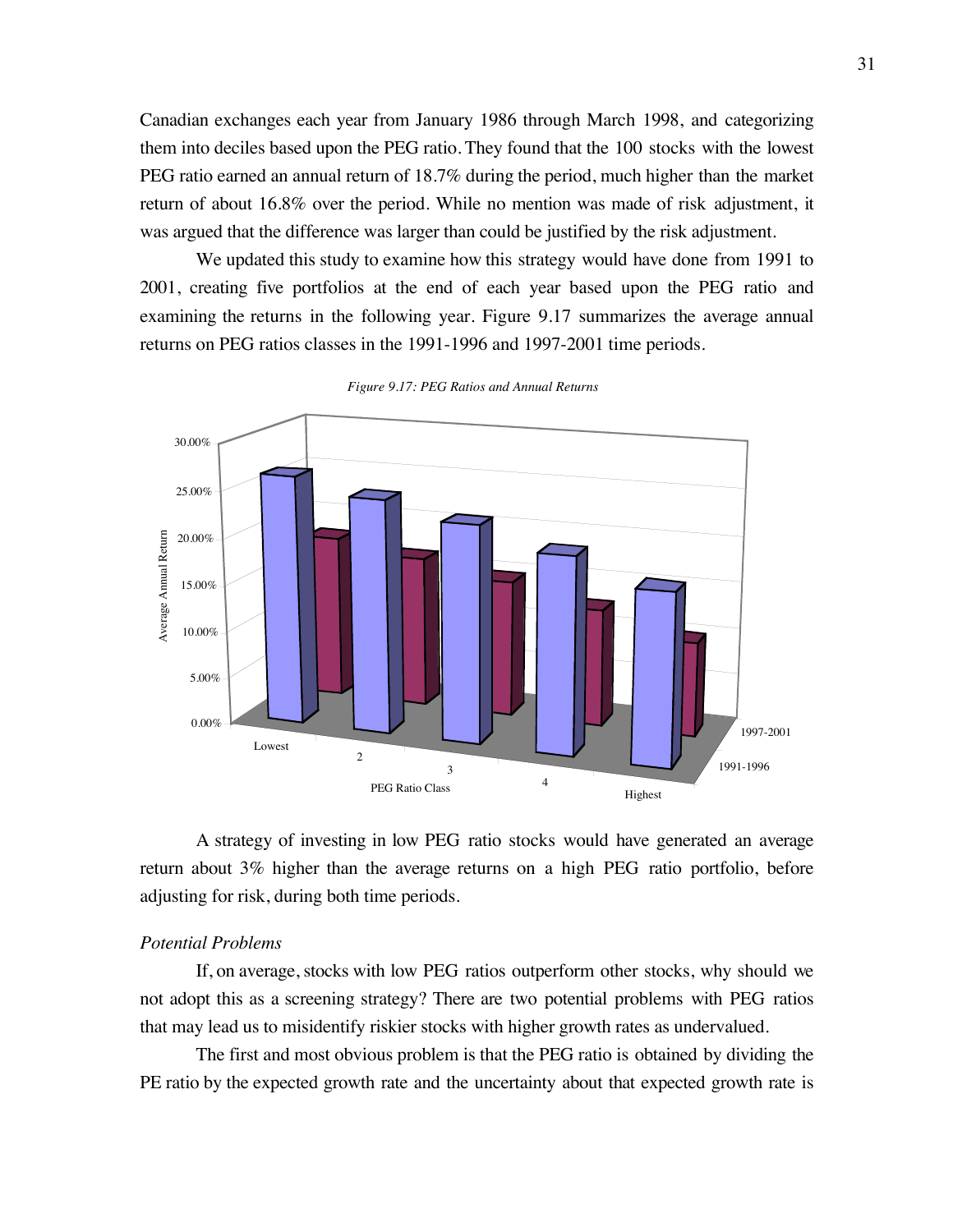Canadian exchanges each year from January 1986 through March 1998, and categorizing them into deciles based upon the PEG ratio. They found that the 100 stocks with the lowest PEG ratio earned an annual return of 18.7% during the period, much higher than the market return of about 16.8% over the period. While no mention was made of risk adjustment, it was argued that the difference was larger than could be justified by the risk adjustment.

We updated this study to examine how this strategy would have done from 1991 to 2001, creating five portfolios at the end of each year based upon the PEG ratio and examining the returns in the following year. Figure 9.17 summarizes the average annual returns on PEG ratios classes in the 1991-1996 and 1997-2001 time periods.

*Figure 9.17: PEG Ratios and Annual Returns*

A strategy of investing in low PEG ratio stocks would have generated an average return about 3% higher than the average returns on a high PEG ratio portfolio, before adjusting for risk, during both time periods.

### *Potential Problems*

If, on average, stocks with low PEG ratios outperform other stocks, why should we not adopt this as a screening strategy? There are two potential problems with PEG ratios that may lead us to misidentify riskier stocks with higher growth rates as undervalued.

The first and most obvious problem is that the PEG ratio is obtained by dividing the PE ratio by the expected growth rate and the uncertainty about that expected growth rate is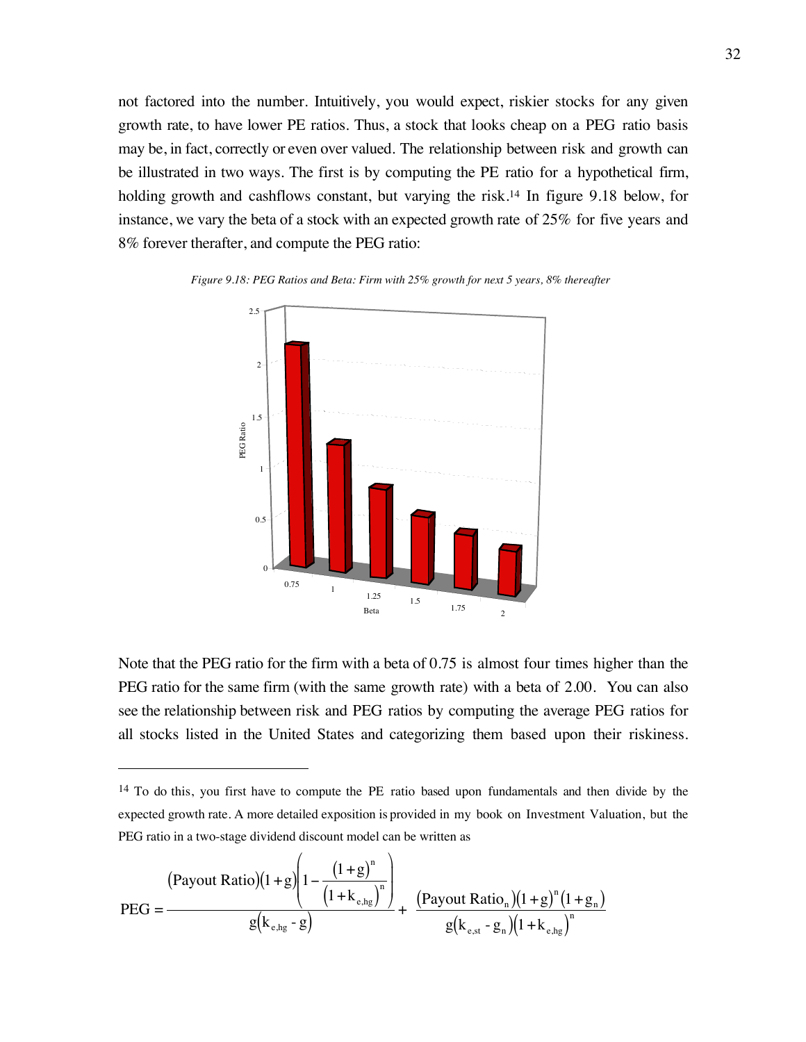not factored into the number. Intuitively, you would expect, riskier stocks for any given growth rate, to have lower PE ratios. Thus, a stock that looks cheap on a PEG ratio basis may be, in fact, correctly or even over valued. The relationship between risk and growth can be illustrated in two ways. The first is by computing the PE ratio for a hypothetical firm, holding growth and cashflows constant, but varying the risk.[14] In figure 9.18 below, for instance, we vary the beta of a stock with an expected growth rate of 25% for five years and 8% forever therafter, and compute the PEG ratio:

*Figure 9.18: PEG Ratios and Beta: Firm with 25% growth for next 5 years, 8% thereafter*

Note that the PEG ratio for the firm with a beta of 0.75 is almost four times higher than the PEG ratio for the same firm (with the same growth rate) with a beta of 2.00. You can also see the relationship between risk and PEG ratios by computing the average PEG ratios for all stocks listed in the United States and categorizing them based upon their riskiness.

---

[14] To do this, you first have to compute the PE ratio based upon fundamentals and then divide by the expected growth rate. A more detailed exposition is provided in my book on Investment Valuation, but the PEG ratio in a two-stage dividend discount model can be written as

$$\text{PEG} = \frac{(\text{Payout Ratio})(1+g)\left(1 - \frac{(1+g)^n}{(1+k_{e,hg})^n}\right)}{g(k_{e,hg} - g)} + \frac{(\text{Payout Ratio}_n)(1+g)^n(1+g_n)}{g(k_{e,st} - g_n)(1+k_{e,hg})^n}$$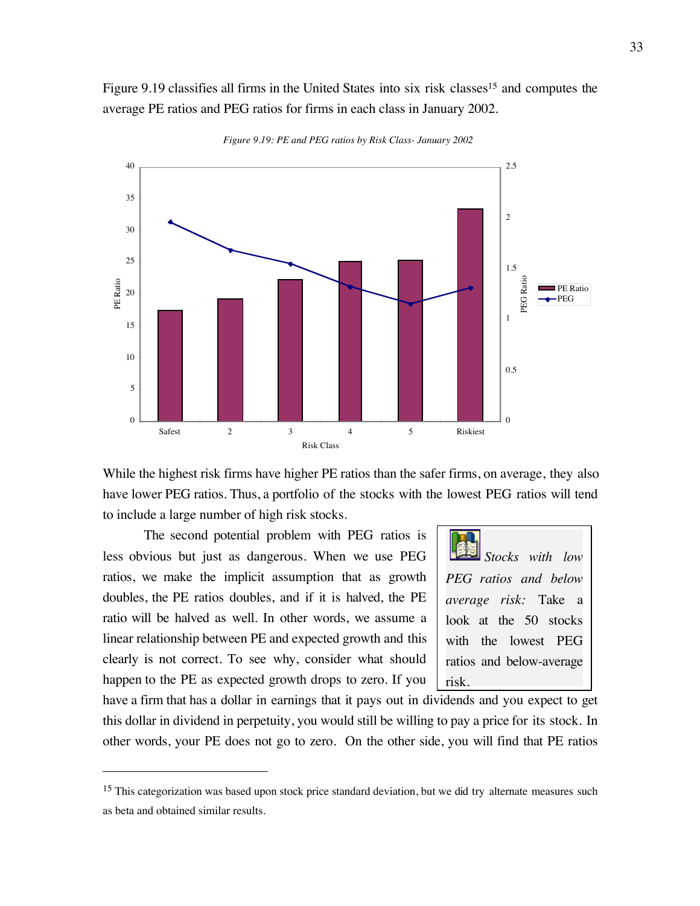Figure 9.19 classifies all firms in the United States into six risk classes[15] and computes the average PE ratios and PEG ratios for firms in each class in January 2002.

*Figure 9.19: PE and PEG ratios by Risk Class- January 2002*

While the highest risk firms have higher PE ratios than the safer firms, on average, they also have lower PEG ratios. Thus, a portfolio of the stocks with the lowest PEG ratios will tend to include a large number of high risk stocks.

> *Stocks with low PEG ratios and below average risk:* Take a look at the 50 stocks with the lowest PEG ratios and below-average risk.

The second potential problem with PEG ratios is less obvious but just as dangerous. When we use PEG ratios, we make the implicit assumption that as growth doubles, the PE ratios doubles, and if it is halved, the PE ratio will be halved as well. In other words, we assume a linear relationship between PE and expected growth and this clearly is not correct. To see why, consider what should happen to the PE as expected growth drops to zero. If you have a firm that has a dollar in earnings that it pays out in dividends and you expect to get this dollar in dividend in perpetuity, you would still be willing to pay a price for its stock. In other words, your PE does not go to zero. On the other side, you will find that PE ratios

[15] This categorization was based upon stock price standard deviation, but we did try alternate measures such as beta and obtained similar results.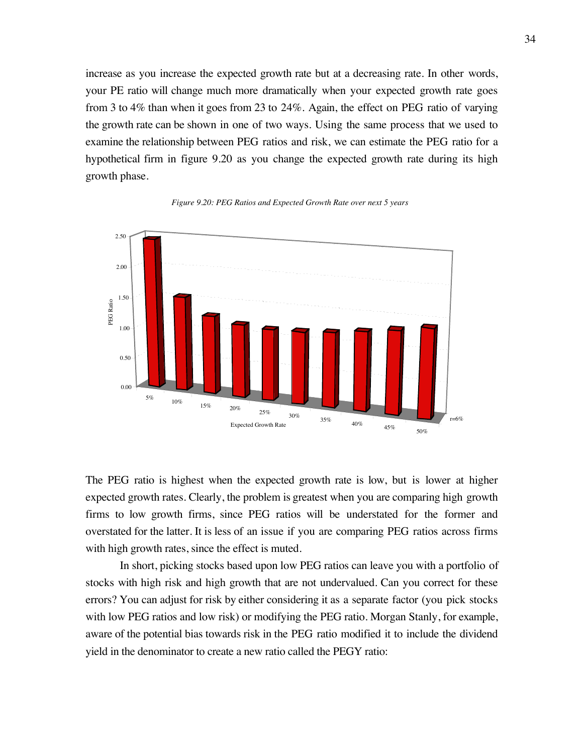increase as you increase the expected growth rate but at a decreasing rate. In other words, your PE ratio will change much more dramatically when your expected growth rate goes from 3 to 4% than when it goes from 23 to 24%. Again, the effect on PEG ratio of varying the growth rate can be shown in one of two ways. Using the same process that we used to examine the relationship between PEG ratios and risk, we can estimate the PEG ratio for a hypothetical firm in figure 9.20 as you change the expected growth rate during its high growth phase.

*Figure 9.20: PEG Ratios and Expected Growth Rate over next 5 years*

The PEG ratio is highest when the expected growth rate is low, but is lower at higher expected growth rates. Clearly, the problem is greatest when you are comparing high growth firms to low growth firms, since PEG ratios will be understated for the former and overstated for the latter. It is less of an issue if you are comparing PEG ratios across firms with high growth rates, since the effect is muted.

In short, picking stocks based upon low PEG ratios can leave you with a portfolio of stocks with high risk and high growth that are not undervalued. Can you correct for these errors? You can adjust for risk by either considering it as a separate factor (you pick stocks with low PEG ratios and low risk) or modifying the PEG ratio. Morgan Stanly, for example, aware of the potential bias towards risk in the PEG ratio modified it to include the dividend yield in the denominator to create a new ratio called the PEGY ratio: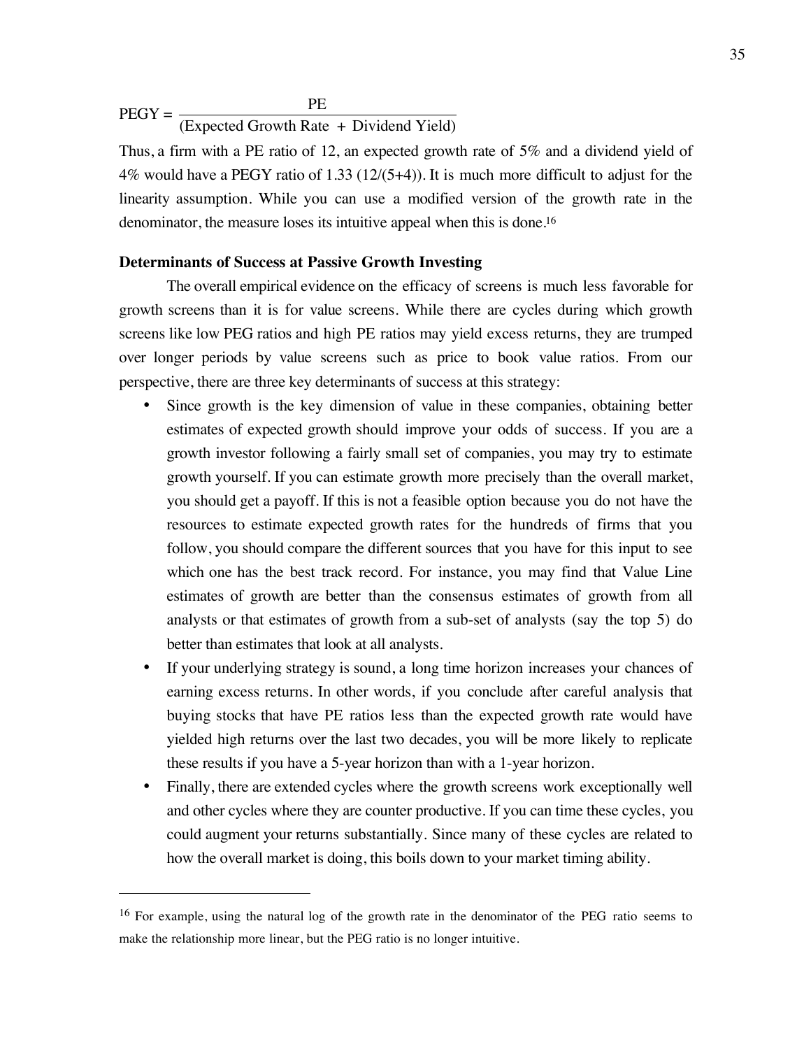$$\text{PEGY} = \frac{\text{PE}}{(\text{Expected Growth Rate } + \text{ Dividend Yield})}$$

Thus, a firm with a PE ratio of 12, an expected growth rate of 5% and a dividend yield of 4% would have a PEGY ratio of 1.33 (12/(5+4)). It is much more difficult to adjust for the linearity assumption. While you can use a modified version of the growth rate in the denominator, the measure loses its intuitive appeal when this is done.[16]

### Determinants of Success at Passive Growth Investing

The overall empirical evidence on the efficacy of screens is much less favorable for growth screens than it is for value screens. While there are cycles during which growth screens like low PEG ratios and high PE ratios may yield excess returns, they are trumped over longer periods by value screens such as price to book value ratios. From our perspective, there are three key determinants of success at this strategy:

- Since growth is the key dimension of value in these companies, obtaining better estimates of expected growth should improve your odds of success. If you are a growth investor following a fairly small set of companies, you may try to estimate growth yourself. If you can estimate growth more precisely than the overall market, you should get a payoff. If this is not a feasible option because you do not have the resources to estimate expected growth rates for the hundreds of firms that you follow, you should compare the different sources that you have for this input to see which one has the best track record. For instance, you may find that Value Line estimates of growth are better than the consensus estimates of growth from all analysts or that estimates of growth from a sub-set of analysts (say the top 5) do better than estimates that look at all analysts.
- If your underlying strategy is sound, a long time horizon increases your chances of earning excess returns. In other words, if you conclude after careful analysis that buying stocks that have PE ratios less than the expected growth rate would have yielded high returns over the last two decades, you will be more likely to replicate these results if you have a 5-year horizon than with a 1-year horizon.
- Finally, there are extended cycles where the growth screens work exceptionally well and other cycles where they are counter productive. If you can time these cycles, you could augment your returns substantially. Since many of these cycles are related to how the overall market is doing, this boils down to your market timing ability.

---

[16] For example, using the natural log of the growth rate in the denominator of the PEG ratio seems to make the relationship more linear, but the PEG ratio is no longer intuitive.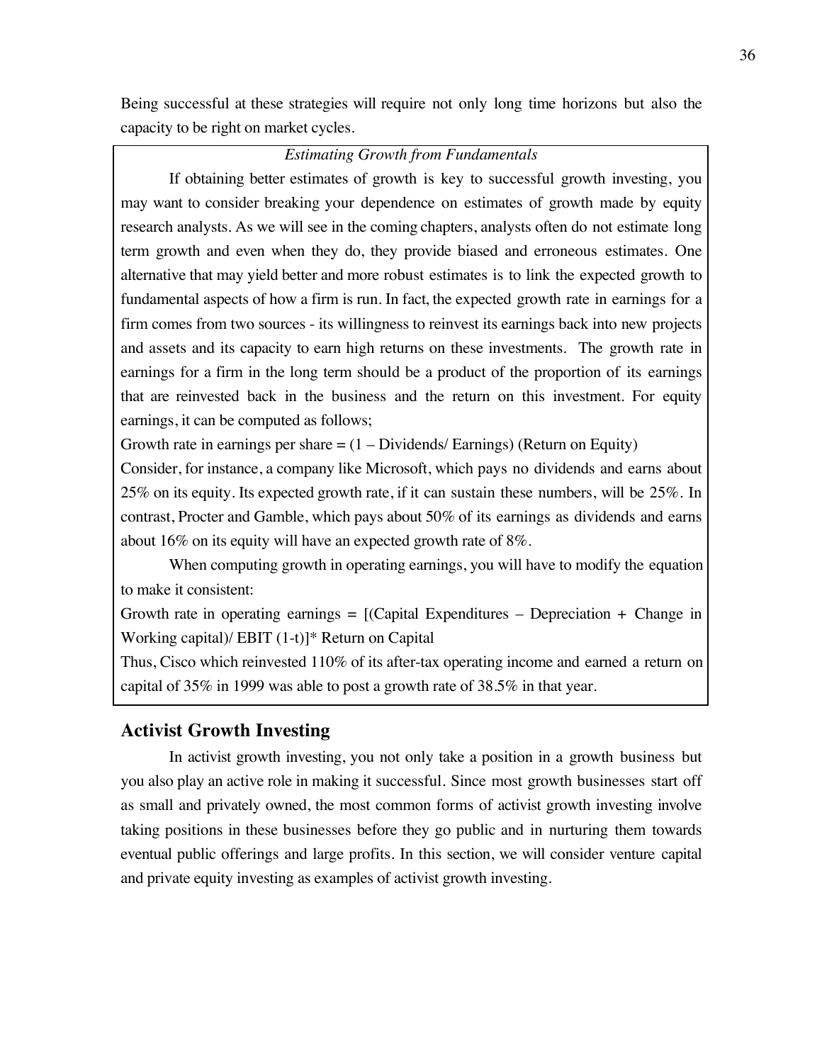Being successful at these strategies will require not only long time horizons but also the capacity to be right on market cycles.

*Estimating Growth from Fundamentals*

If obtaining better estimates of growth is key to successful growth investing, you may want to consider breaking your dependence on estimates of growth made by equity research analysts. As we will see in the coming chapters, analysts often do not estimate long term growth and even when they do, they provide biased and erroneous estimates. One alternative that may yield better and more robust estimates is to link the expected growth to fundamental aspects of how a firm is run. In fact, the expected growth rate in earnings for a firm comes from two sources - its willingness to reinvest its earnings back into new projects and assets and its capacity to earn high returns on these investments. The growth rate in earnings for a firm in the long term should be a product of the proportion of its earnings that are reinvested back in the business and the return on this investment. For equity earnings, it can be computed as follows;

Growth rate in earnings per share = (1 – Dividends/ Earnings) (Return on Equity)

Consider, for instance, a company like Microsoft, which pays no dividends and earns about 25% on its equity. Its expected growth rate, if it can sustain these numbers, will be 25%. In contrast, Procter and Gamble, which pays about 50% of its earnings as dividends and earns about 16% on its equity will have an expected growth rate of 8%.

When computing growth in operating earnings, you will have to modify the equation to make it consistent:

Growth rate in operating earnings = [(Capital Expenditures – Depreciation + Change in Working capital)/ EBIT (1-t)]* Return on Capital

Thus, Cisco which reinvested 110% of its after-tax operating income and earned a return on capital of 35% in 1999 was able to post a growth rate of 38.5% in that year.

## Activist Growth Investing

In activist growth investing, you not only take a position in a growth business but you also play an active role in making it successful. Since most growth businesses start off as small and privately owned, the most common forms of activist growth investing involve taking positions in these businesses before they go public and in nurturing them towards eventual public offerings and large profits. In this section, we will consider venture capital and private equity investing as examples of activist growth investing.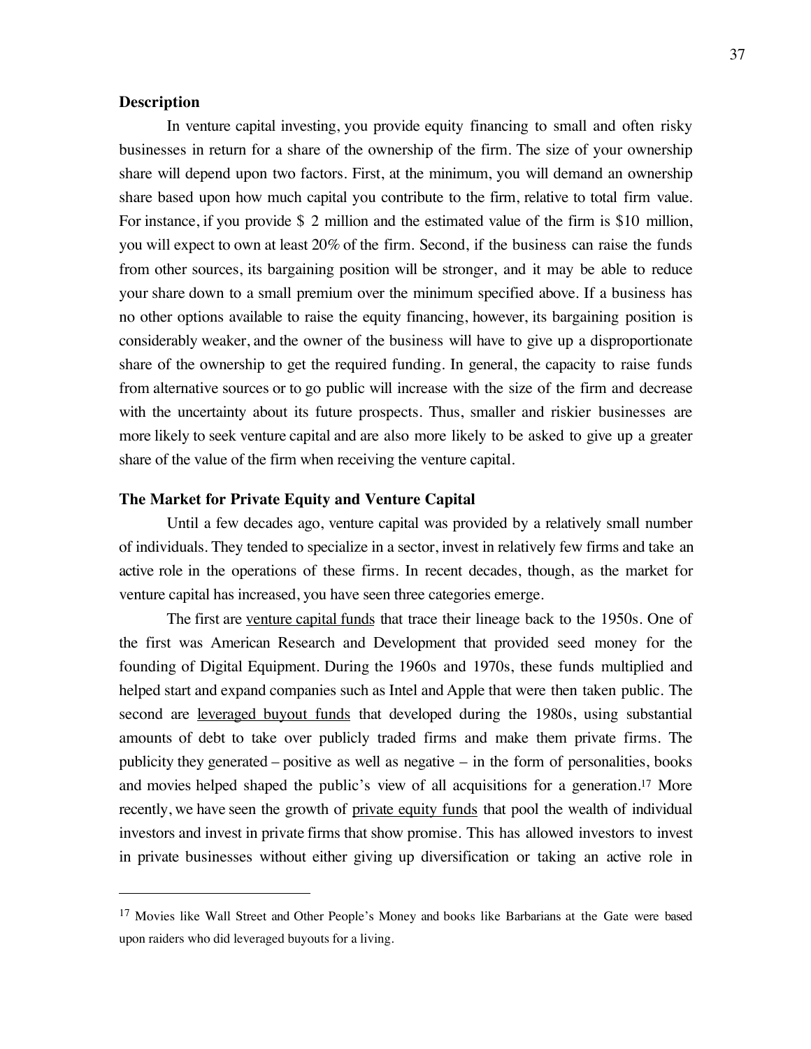**Description**

In venture capital investing, you provide equity financing to small and often risky businesses in return for a share of the ownership of the firm. The size of your ownership share will depend upon two factors. First, at the minimum, you will demand an ownership share based upon how much capital you contribute to the firm, relative to total firm value. For instance, if you provide $ 2 million and the estimated value of the firm is $10 million, you will expect to own at least 20% of the firm. Second, if the business can raise the funds from other sources, its bargaining position will be stronger, and it may be able to reduce your share down to a small premium over the minimum specified above. If a business has no other options available to raise the equity financing, however, its bargaining position is considerably weaker, and the owner of the business will have to give up a disproportionate share of the ownership to get the required funding. In general, the capacity to raise funds from alternative sources or to go public will increase with the size of the firm and decrease with the uncertainty about its future prospects. Thus, smaller and riskier businesses are more likely to seek venture capital and are also more likely to be asked to give up a greater share of the value of the firm when receiving the venture capital.

**The Market for Private Equity and Venture Capital**

Until a few decades ago, venture capital was provided by a relatively small number of individuals. They tended to specialize in a sector, invest in relatively few firms and take an active role in the operations of these firms. In recent decades, though, as the market for venture capital has increased, you have seen three categories emerge.

The first are venture capital funds that trace their lineage back to the 1950s. One of the first was American Research and Development that provided seed money for the founding of Digital Equipment. During the 1960s and 1970s, these funds multiplied and helped start and expand companies such as Intel and Apple that were then taken public. The second are leveraged buyout funds that developed during the 1980s, using substantial amounts of debt to take over publicly traded firms and make them private firms. The publicity they generated – positive as well as negative – in the form of personalities, books and movies helped shaped the public's view of all acquisitions for a generation.[17] More recently, we have seen the growth of private equity funds that pool the wealth of individual investors and invest in private firms that show promise. This has allowed investors to invest in private businesses without either giving up diversification or taking an active role in

---

[17] Movies like Wall Street and Other People's Money and books like Barbarians at the Gate were based upon raiders who did leveraged buyouts for a living.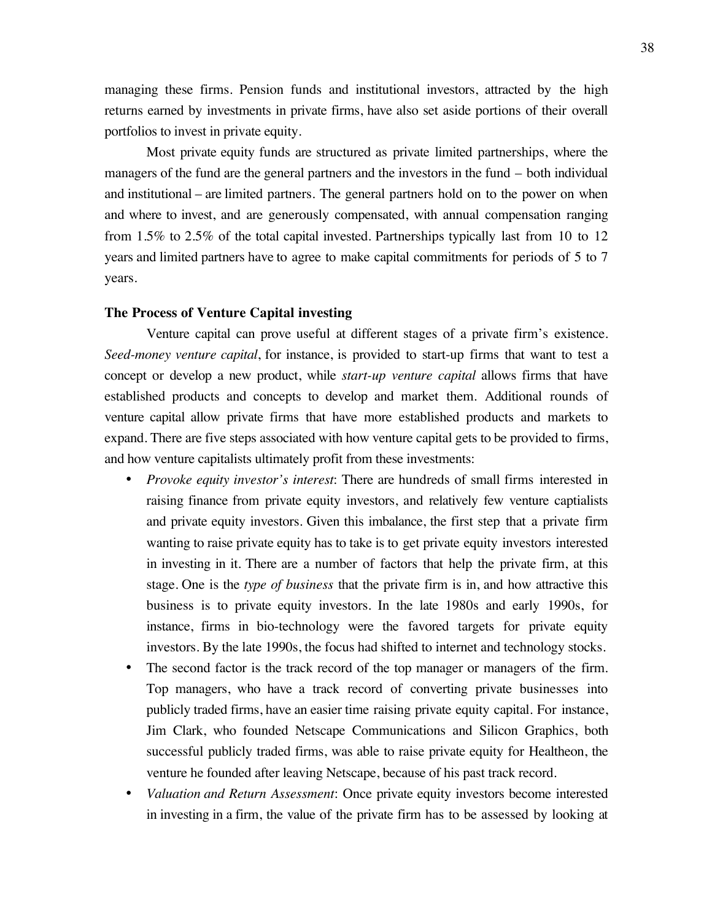managing these firms. Pension funds and institutional investors, attracted by the high returns earned by investments in private firms, have also set aside portions of their overall portfolios to invest in private equity.

Most private equity funds are structured as private limited partnerships, where the managers of the fund are the general partners and the investors in the fund – both individual and institutional – are limited partners. The general partners hold on to the power on when and where to invest, and are generously compensated, with annual compensation ranging from 1.5% to 2.5% of the total capital invested. Partnerships typically last from 10 to 12 years and limited partners have to agree to make capital commitments for periods of 5 to 7 years.

**The Process of Venture Capital investing**

Venture capital can prove useful at different stages of a private firm's existence. *Seed-money venture capital*, for instance, is provided to start-up firms that want to test a concept or develop a new product, while *start-up venture capital* allows firms that have established products and concepts to develop and market them. Additional rounds of venture capital allow private firms that have more established products and markets to expand. There are five steps associated with how venture capital gets to be provided to firms, and how venture capitalists ultimately profit from these investments:

- *Provoke equity investor's interest*: There are hundreds of small firms interested in raising finance from private equity investors, and relatively few venture captialists and private equity investors. Given this imbalance, the first step that a private firm wanting to raise private equity has to take is to get private equity investors interested in investing in it. There are a number of factors that help the private firm, at this stage. One is the *type of business* that the private firm is in, and how attractive this business is to private equity investors. In the late 1980s and early 1990s, for instance, firms in bio-technology were the favored targets for private equity investors. By the late 1990s, the focus had shifted to internet and technology stocks.
- The second factor is the track record of the top manager or managers of the firm. Top managers, who have a track record of converting private businesses into publicly traded firms, have an easier time raising private equity capital. For instance, Jim Clark, who founded Netscape Communications and Silicon Graphics, both successful publicly traded firms, was able to raise private equity for Healtheon, the venture he founded after leaving Netscape, because of his past track record.
- *Valuation and Return Assessment*: Once private equity investors become interested in investing in a firm, the value of the private firm has to be assessed by looking at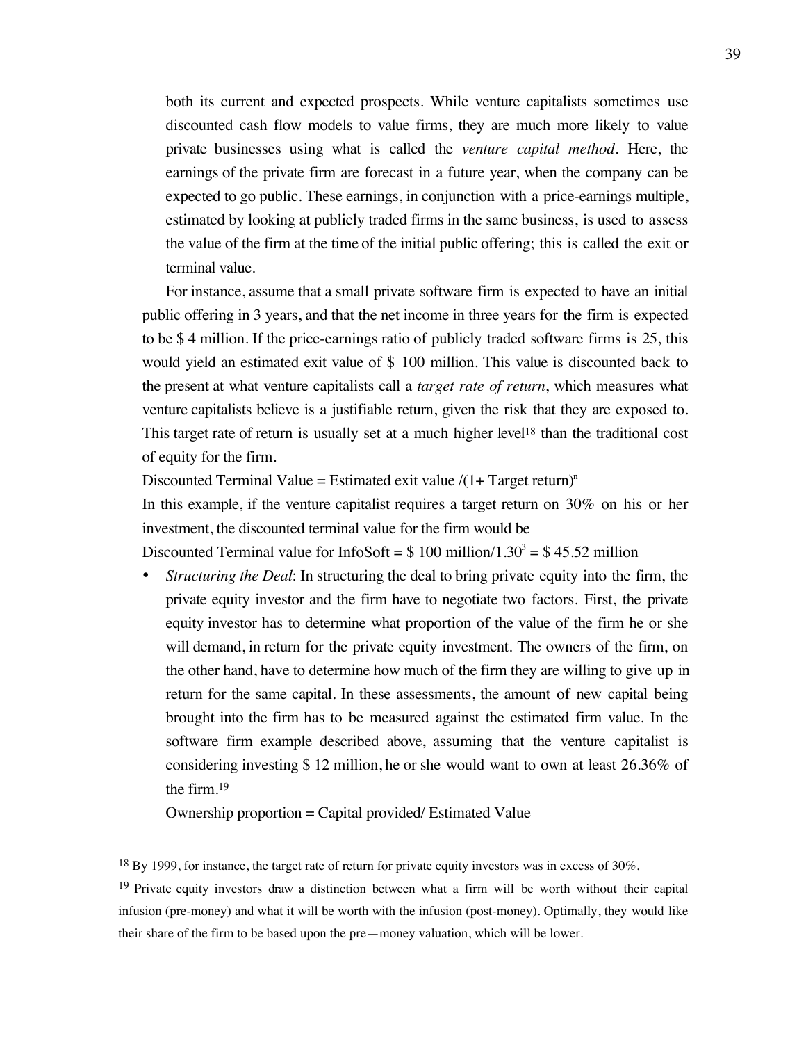both its current and expected prospects. While venture capitalists sometimes use discounted cash flow models to value firms, they are much more likely to value private businesses using what is called the *venture capital method*. Here, the earnings of the private firm are forecast in a future year, when the company can be expected to go public. These earnings, in conjunction with a price-earnings multiple, estimated by looking at publicly traded firms in the same business, is used to assess the value of the firm at the time of the initial public offering; this is called the exit or terminal value.

For instance, assume that a small private software firm is expected to have an initial public offering in 3 years, and that the net income in three years for the firm is expected to be $ 4 million. If the price-earnings ratio of publicly traded software firms is 25, this would yield an estimated exit value of $ 100 million. This value is discounted back to the present at what venture capitalists call a *target rate of return*, which measures what venture capitalists believe is a justifiable return, given the risk that they are exposed to. This target rate of return is usually set at a much higher level[18] than the traditional cost of equity for the firm.

$$\text{Discounted Terminal Value} = \text{Estimated exit value} / (1 + \text{Target return})^n$$

In this example, if the venture capitalist requires a target return on 30% on his or her investment, the discounted terminal value for the firm would be

$$\text{Discounted Terminal value for InfoSoft} = \$\ 100 \text{ million}/1.30^3 = \$\ 45.52 \text{ million}$$

- *Structuring the Deal*: In structuring the deal to bring private equity into the firm, the private equity investor and the firm have to negotiate two factors. First, the private equity investor has to determine what proportion of the value of the firm he or she will demand, in return for the private equity investment. The owners of the firm, on the other hand, have to determine how much of the firm they are willing to give up in return for the same capital. In these assessments, the amount of new capital being brought into the firm has to be measured against the estimated firm value. In the software firm example described above, assuming that the venture capitalist is considering investing $ 12 million, he or she would want to own at least 26.36% of the firm.[19]

  $$\text{Ownership proportion} = \text{Capital provided} / \text{Estimated Value}$$

---

[18] By 1999, for instance, the target rate of return for private equity investors was in excess of 30%.

[19] Private equity investors draw a distinction between what a firm will be worth without their capital infusion (pre-money) and what it will be worth with the infusion (post-money). Optimally, they would like their share of the firm to be based upon the pre—money valuation, which will be lower.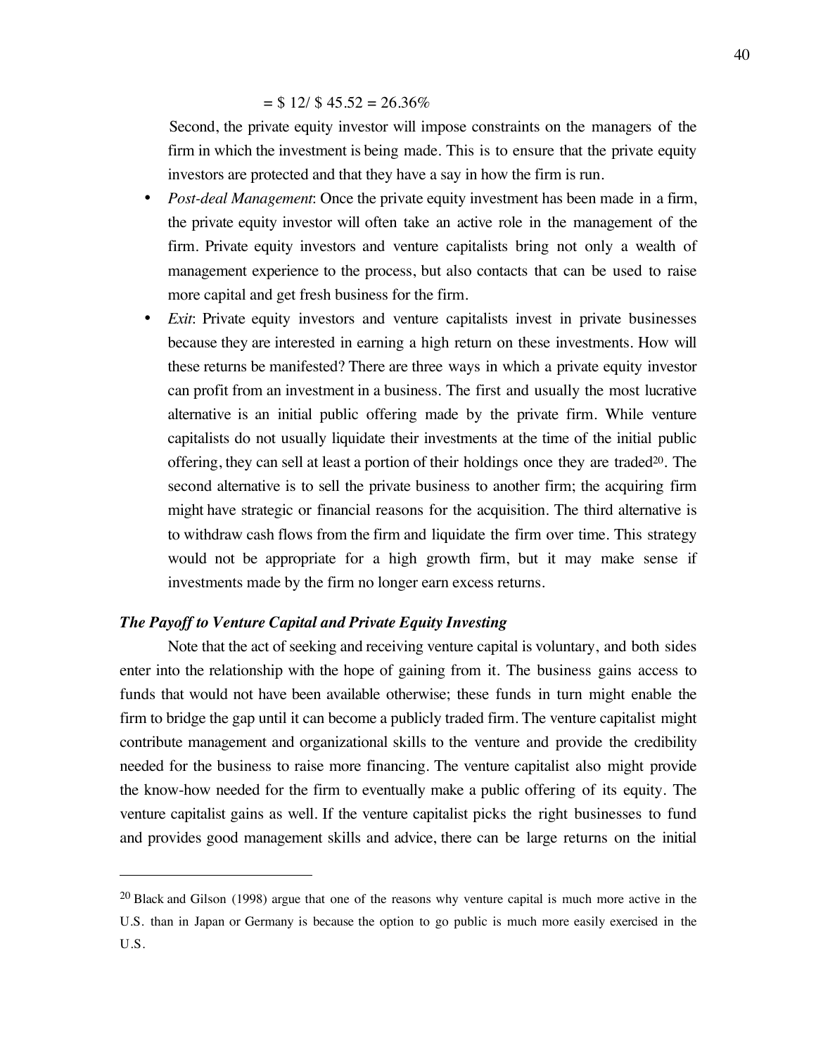$= \$ 12/ \$ 45.52 = 26.36\%$

Second, the private equity investor will impose constraints on the managers of the firm in which the investment is being made. This is to ensure that the private equity investors are protected and that they have a say in how the firm is run.

- *Post-deal Management*: Once the private equity investment has been made in a firm, the private equity investor will often take an active role in the management of the firm. Private equity investors and venture capitalists bring not only a wealth of management experience to the process, but also contacts that can be used to raise more capital and get fresh business for the firm.
- *Exit*: Private equity investors and venture capitalists invest in private businesses because they are interested in earning a high return on these investments. How will these returns be manifested? There are three ways in which a private equity investor can profit from an investment in a business. The first and usually the most lucrative alternative is an initial public offering made by the private firm. While venture capitalists do not usually liquidate their investments at the time of the initial public offering, they can sell at least a portion of their holdings once they are traded[20]. The second alternative is to sell the private business to another firm; the acquiring firm might have strategic or financial reasons for the acquisition. The third alternative is to withdraw cash flows from the firm and liquidate the firm over time. This strategy would not be appropriate for a high growth firm, but it may make sense if investments made by the firm no longer earn excess returns.

### *The Payoff to Venture Capital and Private Equity Investing*

Note that the act of seeking and receiving venture capital is voluntary, and both sides enter into the relationship with the hope of gaining from it. The business gains access to funds that would not have been available otherwise; these funds in turn might enable the firm to bridge the gap until it can become a publicly traded firm. The venture capitalist might contribute management and organizational skills to the venture and provide the credibility needed for the business to raise more financing. The venture capitalist also might provide the know-how needed for the firm to eventually make a public offering of its equity. The venture capitalist gains as well. If the venture capitalist picks the right businesses to fund and provides good management skills and advice, there can be large returns on the initial

---

[20] Black and Gilson (1998) argue that one of the reasons why venture capital is much more active in the U.S. than in Japan or Germany is because the option to go public is much more easily exercised in the U.S.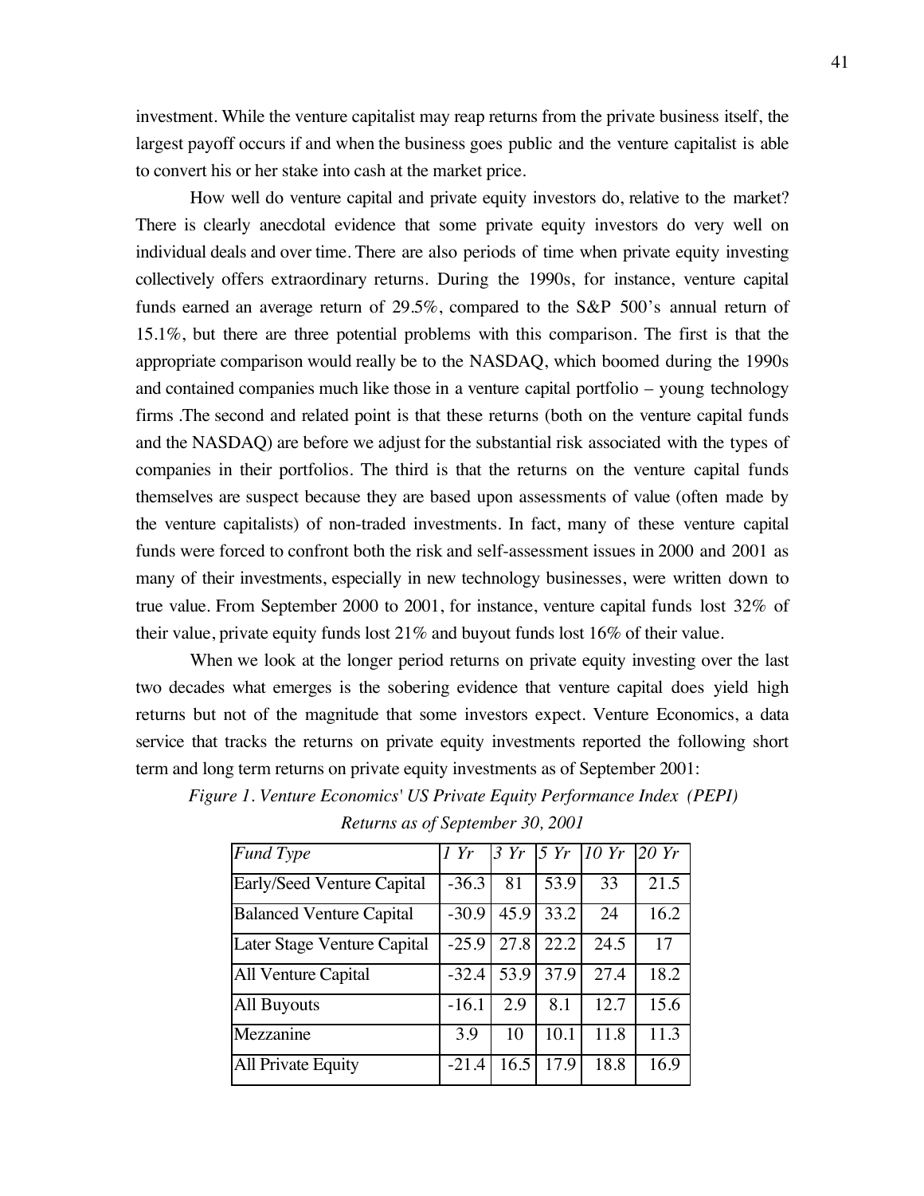investment. While the venture capitalist may reap returns from the private business itself, the largest payoff occurs if and when the business goes public and the venture capitalist is able to convert his or her stake into cash at the market price.

How well do venture capital and private equity investors do, relative to the market? There is clearly anecdotal evidence that some private equity investors do very well on individual deals and over time. There are also periods of time when private equity investing collectively offers extraordinary returns. During the 1990s, for instance, venture capital funds earned an average return of 29.5%, compared to the S&P 500's annual return of 15.1%, but there are three potential problems with this comparison. The first is that the appropriate comparison would really be to the NASDAQ, which boomed during the 1990s and contained companies much like those in a venture capital portfolio – young technology firms .The second and related point is that these returns (both on the venture capital funds and the NASDAQ) are before we adjust for the substantial risk associated with the types of companies in their portfolios. The third is that the returns on the venture capital funds themselves are suspect because they are based upon assessments of value (often made by the venture capitalists) of non-traded investments. In fact, many of these venture capital funds were forced to confront both the risk and self-assessment issues in 2000 and 2001 as many of their investments, especially in new technology businesses, were written down to true value. From September 2000 to 2001, for instance, venture capital funds lost 32% of their value, private equity funds lost 21% and buyout funds lost 16% of their value.

When we look at the longer period returns on private equity investing over the last two decades what emerges is the sobering evidence that venture capital does yield high returns but not of the magnitude that some investors expect. Venture Economics, a data service that tracks the returns on private equity investments reported the following short term and long term returns on private equity investments as of September 2001:

*Figure 1. Venture Economics' US Private Equity Performance Index (PEPI) Returns as of September 30, 2001*

| *Fund Type* | *1 Yr* | *3 Yr* | *5 Yr* | *10 Yr* | *20 Yr* |
|---|---|---|---|---|---|
| Early/Seed Venture Capital | -36.3 | 81 | 53.9 | 33 | 21.5 |
| Balanced Venture Capital | -30.9 | 45.9 | 33.2 | 24 | 16.2 |
| Later Stage Venture Capital | -25.9 | 27.8 | 22.2 | 24.5 | 17 |
| All Venture Capital | -32.4 | 53.9 | 37.9 | 27.4 | 18.2 |
| All Buyouts | -16.1 | 2.9 | 8.1 | 12.7 | 15.6 |
| Mezzanine | 3.9 | 10 | 10.1 | 11.8 | 11.3 |
| All Private Equity | -21.4 | 16.5 | 17.9 | 18.8 | 16.9 |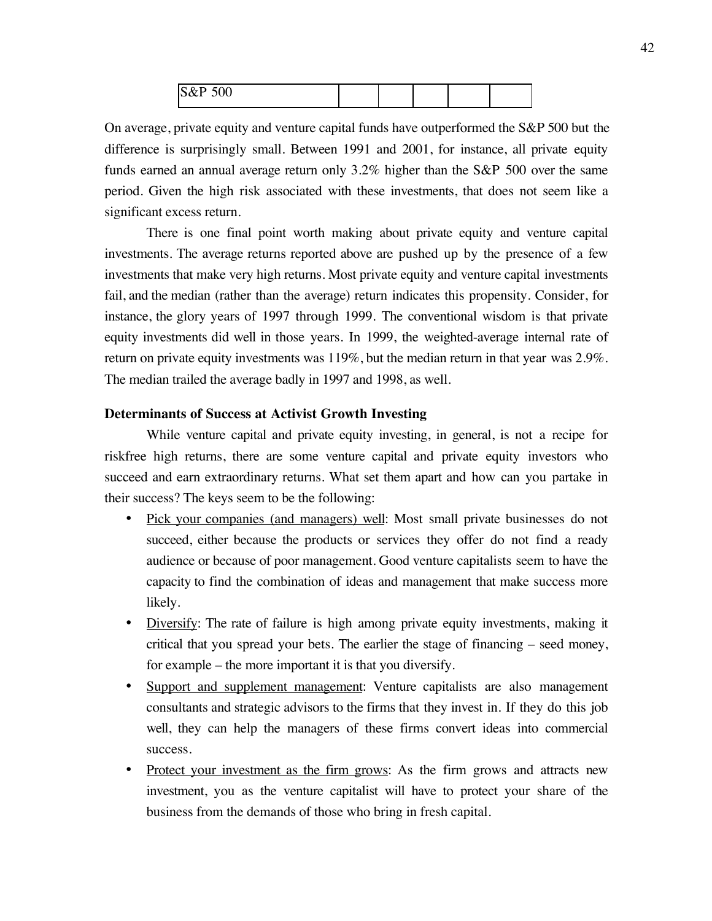| S&P 500 | | | | | |
|---|---|---|---|---|---|

On average, private equity and venture capital funds have outperformed the S&P 500 but the difference is surprisingly small. Between 1991 and 2001, for instance, all private equity funds earned an annual average return only 3.2% higher than the S&P 500 over the same period. Given the high risk associated with these investments, that does not seem like a significant excess return.

There is one final point worth making about private equity and venture capital investments. The average returns reported above are pushed up by the presence of a few investments that make very high returns. Most private equity and venture capital investments fail, and the median (rather than the average) return indicates this propensity. Consider, for instance, the glory years of 1997 through 1999. The conventional wisdom is that private equity investments did well in those years. In 1999, the weighted-average internal rate of return on private equity investments was 119%, but the median return in that year was 2.9%. The median trailed the average badly in 1997 and 1998, as well.

**Determinants of Success at Activist Growth Investing**

While venture capital and private equity investing, in general, is not a recipe for riskfree high returns, there are some venture capital and private equity investors who succeed and earn extraordinary returns. What set them apart and how can you partake in their success? The keys seem to be the following:

- Pick your companies (and managers) well: Most small private businesses do not succeed, either because the products or services they offer do not find a ready audience or because of poor management. Good venture capitalists seem to have the capacity to find the combination of ideas and management that make success more likely.
- Diversify: The rate of failure is high among private equity investments, making it critical that you spread your bets. The earlier the stage of financing – seed money, for example – the more important it is that you diversify.
- Support and supplement management: Venture capitalists are also management consultants and strategic advisors to the firms that they invest in. If they do this job well, they can help the managers of these firms convert ideas into commercial success.
- Protect your investment as the firm grows: As the firm grows and attracts new investment, you as the venture capitalist will have to protect your share of the business from the demands of those who bring in fresh capital.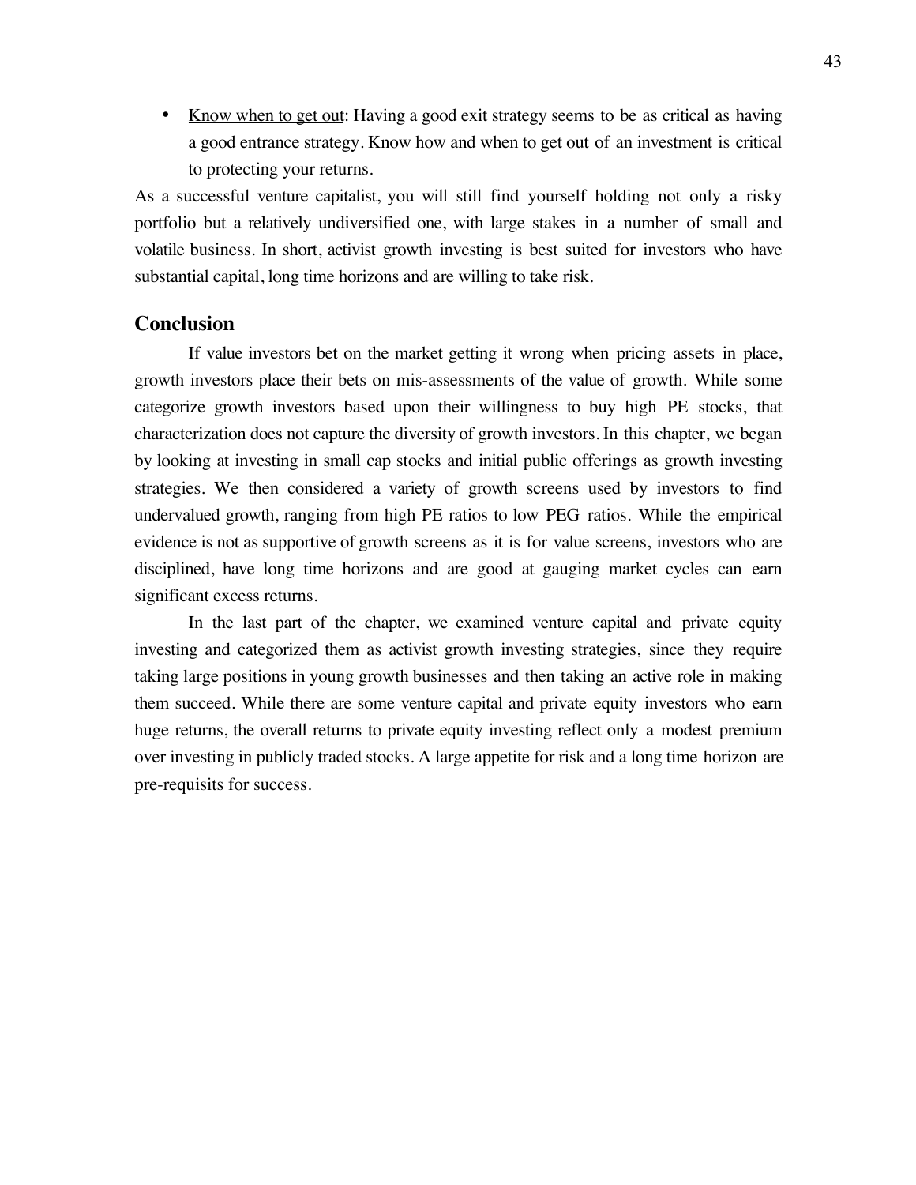- <u>Know when to get out</u>: Having a good exit strategy seems to be as critical as having a good entrance strategy. Know how and when to get out of an investment is critical to protecting your returns.

As a successful venture capitalist, you will still find yourself holding not only a risky portfolio but a relatively undiversified one, with large stakes in a number of small and volatile business. In short, activist growth investing is best suited for investors who have substantial capital, long time horizons and are willing to take risk.

## Conclusion

If value investors bet on the market getting it wrong when pricing assets in place, growth investors place their bets on mis-assessments of the value of growth. While some categorize growth investors based upon their willingness to buy high PE stocks, that characterization does not capture the diversity of growth investors. In this chapter, we began by looking at investing in small cap stocks and initial public offerings as growth investing strategies. We then considered a variety of growth screens used by investors to find undervalued growth, ranging from high PE ratios to low PEG ratios. While the empirical evidence is not as supportive of growth screens as it is for value screens, investors who are disciplined, have long time horizons and are good at gauging market cycles can earn significant excess returns.

In the last part of the chapter, we examined venture capital and private equity investing and categorized them as activist growth investing strategies, since they require taking large positions in young growth businesses and then taking an active role in making them succeed. While there are some venture capital and private equity investors who earn huge returns, the overall returns to private equity investing reflect only a modest premium over investing in publicly traded stocks. A large appetite for risk and a long time horizon are pre-requisits for success.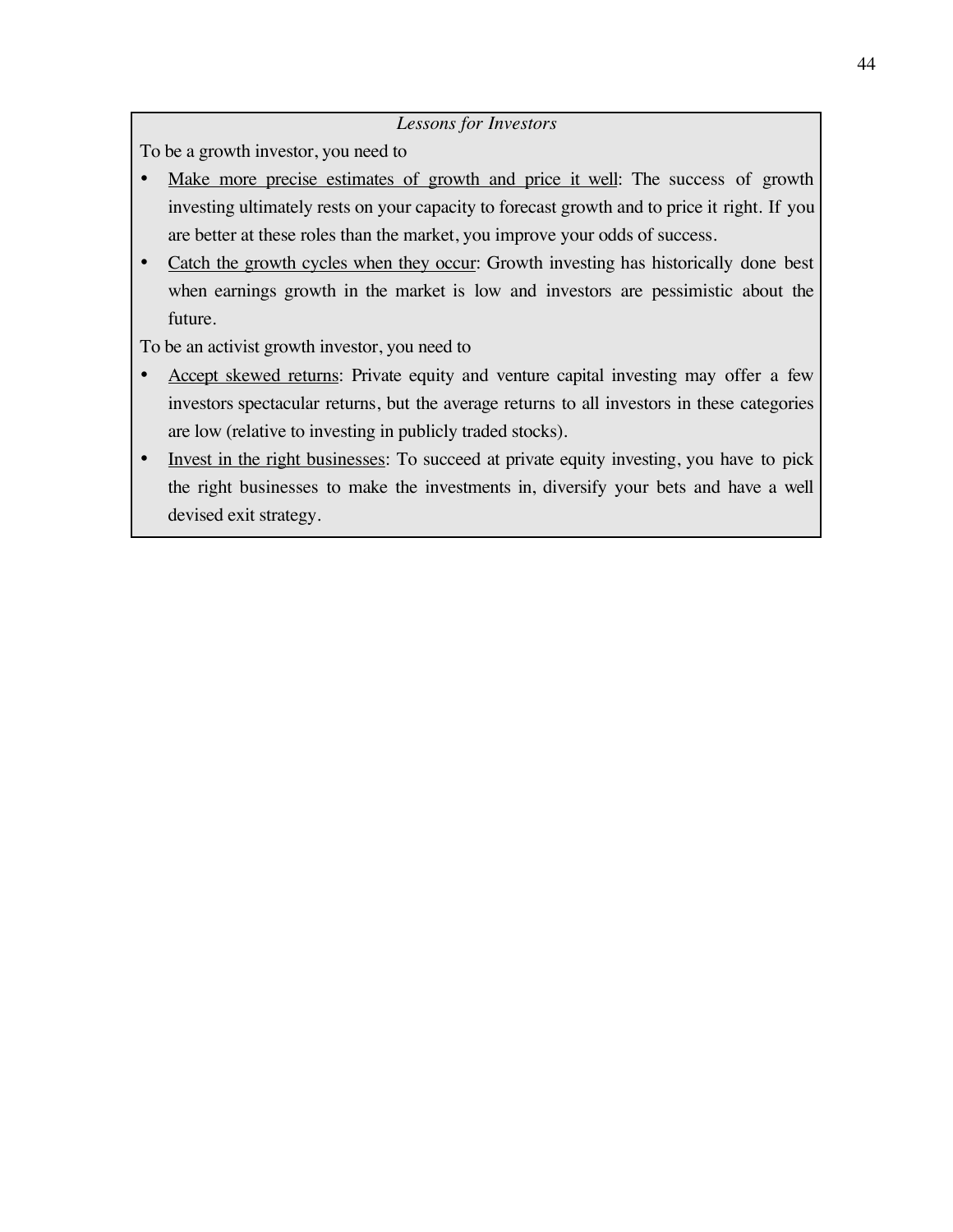*Lessons for Investors*

To be a growth investor, you need to

- Make more precise estimates of growth and price it well: The success of growth investing ultimately rests on your capacity to forecast growth and to price it right. If you are better at these roles than the market, you improve your odds of success.
- Catch the growth cycles when they occur: Growth investing has historically done best when earnings growth in the market is low and investors are pessimistic about the future.

To be an activist growth investor, you need to

- Accept skewed returns: Private equity and venture capital investing may offer a few investors spectacular returns, but the average returns to all investors in these categories are low (relative to investing in publicly traded stocks).
- Invest in the right businesses: To succeed at private equity investing, you have to pick the right businesses to make the investments in, diversify your bets and have a well devised exit strategy.